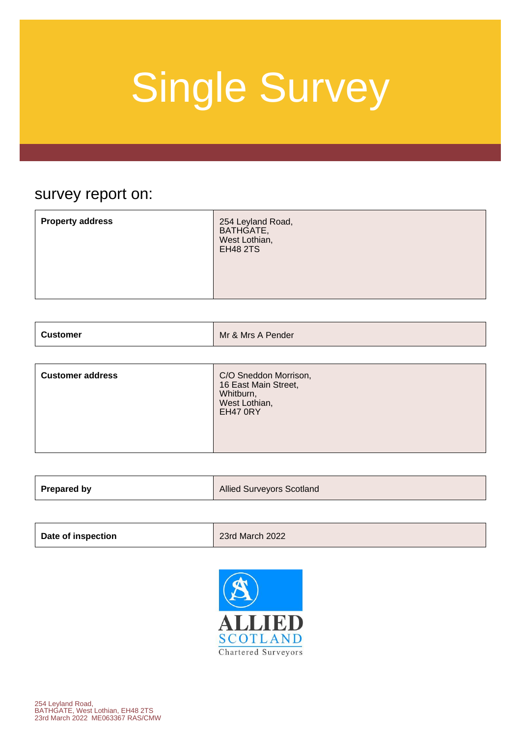# Single Survey

## survey report on:

| Property address | 254 Leyland Road,<br>BATHGATE,<br>West Lothian,<br>EH48 2TS |
|---|---|

| Customer | Mr & Mrs A Pender |
|---|---|

| Customer address | C/O Sneddon Morrison,<br>16 East Main Street,<br>Whitburn,<br>West Lothian,<br>EH47 0RY |
|---|---|

| Prepared by | Allied Surveyors Scotland |
|---|---|

| Date of inspection | 23rd March 2022 |
|---|---|

ALLIED SCOTLAND
Chartered Surveyors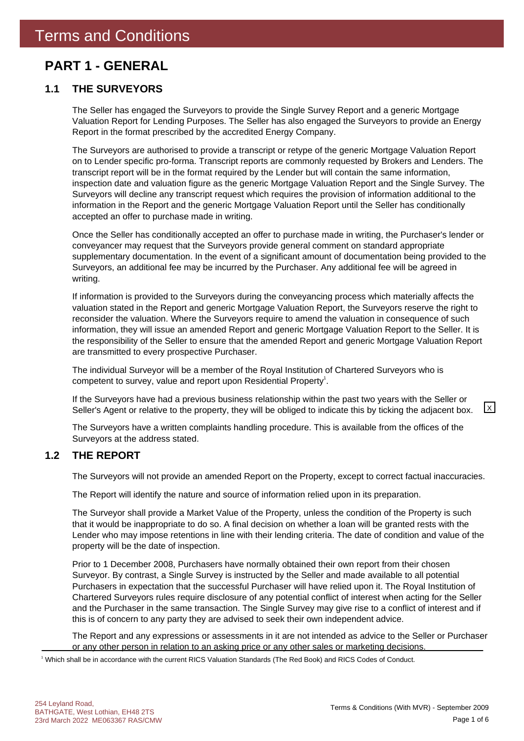# Terms and Conditions

## PART 1 - GENERAL

### 1.1 THE SURVEYORS

The Seller has engaged the Surveyors to provide the Single Survey Report and a generic Mortgage Valuation Report for Lending Purposes. The Seller has also engaged the Surveyors to provide an Energy Report in the format prescribed by the accredited Energy Company.

The Surveyors are authorised to provide a transcript or retype of the generic Mortgage Valuation Report on to Lender specific pro-forma. Transcript reports are commonly requested by Brokers and Lenders. The transcript report will be in the format required by the Lender but will contain the same information, inspection date and valuation figure as the generic Mortgage Valuation Report and the Single Survey. The Surveyors will decline any transcript request which requires the provision of information additional to the information in the Report and the generic Mortgage Valuation Report until the Seller has conditionally accepted an offer to purchase made in writing.

Once the Seller has conditionally accepted an offer to purchase made in writing, the Purchaser's lender or conveyancer may request that the Surveyors provide general comment on standard appropriate supplementary documentation. In the event of a significant amount of documentation being provided to the Surveyors, an additional fee may be incurred by the Purchaser. Any additional fee will be agreed in writing.

If information is provided to the Surveyors during the conveyancing process which materially affects the valuation stated in the Report and generic Mortgage Valuation Report, the Surveyors reserve the right to reconsider the valuation. Where the Surveyors require to amend the valuation in consequence of such information, they will issue an amended Report and generic Mortgage Valuation Report to the Seller. It is the responsibility of the Seller to ensure that the amended Report and generic Mortgage Valuation Report are transmitted to every prospective Purchaser.

The individual Surveyor will be a member of the Royal Institution of Chartered Surveyors who is competent to survey, value and report upon Residential Property[1].

If the Surveyors have had a previous business relationship within the past two years with the Seller or Seller's Agent or relative to the property, they will be obliged to indicate this by ticking the adjacent box. [X]

The Surveyors have a written complaints handling procedure. This is available from the offices of the Surveyors at the address stated.

### 1.2 THE REPORT

The Surveyors will not provide an amended Report on the Property, except to correct factual inaccuracies.

The Report will identify the nature and source of information relied upon in its preparation.

The Surveyor shall provide a Market Value of the Property, unless the condition of the Property is such that it would be inappropriate to do so. A final decision on whether a loan will be granted rests with the Lender who may impose retentions in line with their lending criteria. The date of condition and value of the property will be the date of inspection.

Prior to 1 December 2008, Purchasers have normally obtained their own report from their chosen Surveyor. By contrast, a Single Survey is instructed by the Seller and made available to all potential Purchasers in expectation that the successful Purchaser will have relied upon it. The Royal Institution of Chartered Surveyors rules require disclosure of any potential conflict of interest when acting for the Seller and the Purchaser in the same transaction. The Single Survey may give rise to a conflict of interest and if this is of concern to any party they are advised to seek their own independent advice.

The Report and any expressions or assessments in it are not intended as advice to the Seller or Purchaser or any other person in relation to an asking price or any other sales or marketing decisions.

[1] Which shall be in accordance with the current RICS Valuation Standards (The Red Book) and RICS Codes of Conduct.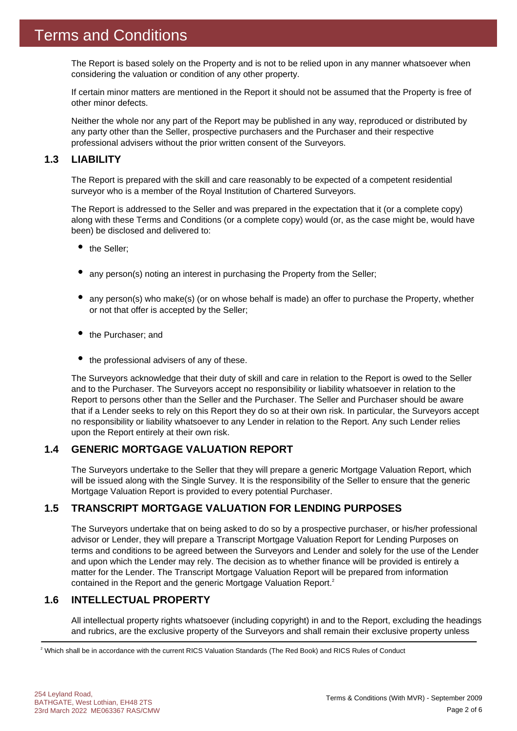# Terms and Conditions

The Report is based solely on the Property and is not to be relied upon in any manner whatsoever when considering the valuation or condition of any other property.

If certain minor matters are mentioned in the Report it should not be assumed that the Property is free of other minor defects.

Neither the whole nor any part of the Report may be published in any way, reproduced or distributed by any party other than the Seller, prospective purchasers and the Purchaser and their respective professional advisers without the prior written consent of the Surveyors.

## 1.3 LIABILITY

The Report is prepared with the skill and care reasonably to be expected of a competent residential surveyor who is a member of the Royal Institution of Chartered Surveyors.

The Report is addressed to the Seller and was prepared in the expectation that it (or a complete copy) along with these Terms and Conditions (or a complete copy) would (or, as the case might be, would have been) be disclosed and delivered to:

- the Seller;
- any person(s) noting an interest in purchasing the Property from the Seller;
- any person(s) who make(s) (or on whose behalf is made) an offer to purchase the Property, whether or not that offer is accepted by the Seller;
- the Purchaser; and
- the professional advisers of any of these.

The Surveyors acknowledge that their duty of skill and care in relation to the Report is owed to the Seller and to the Purchaser. The Surveyors accept no responsibility or liability whatsoever in relation to the Report to persons other than the Seller and the Purchaser. The Seller and Purchaser should be aware that if a Lender seeks to rely on this Report they do so at their own risk. In particular, the Surveyors accept no responsibility or liability whatsoever to any Lender in relation to the Report. Any such Lender relies upon the Report entirely at their own risk.

## 1.4 GENERIC MORTGAGE VALUATION REPORT

The Surveyors undertake to the Seller that they will prepare a generic Mortgage Valuation Report, which will be issued along with the Single Survey. It is the responsibility of the Seller to ensure that the generic Mortgage Valuation Report is provided to every potential Purchaser.

## 1.5 TRANSCRIPT MORTGAGE VALUATION FOR LENDING PURPOSES

The Surveyors undertake that on being asked to do so by a prospective purchaser, or his/her professional advisor or Lender, they will prepare a Transcript Mortgage Valuation Report for Lending Purposes on terms and conditions to be agreed between the Surveyors and Lender and solely for the use of the Lender and upon which the Lender may rely. The decision as to whether finance will be provided is entirely a matter for the Lender. The Transcript Mortgage Valuation Report will be prepared from information contained in the Report and the generic Mortgage Valuation Report.[2]

## 1.6 INTELLECTUAL PROPERTY

All intellectual property rights whatsoever (including copyright) in and to the Report, excluding the headings and rubrics, are the exclusive property of the Surveyors and shall remain their exclusive property unless

[2] Which shall be in accordance with the current RICS Valuation Standards (The Red Book) and RICS Rules of Conduct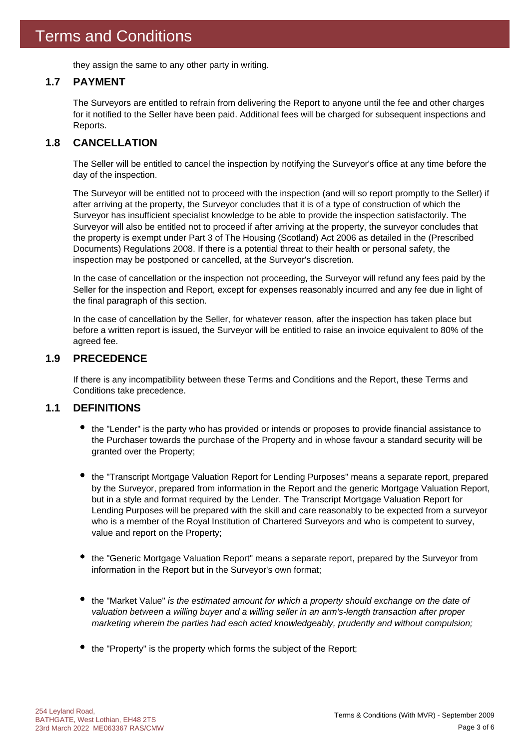# Terms and Conditions

they assign the same to any other party in writing.

## 1.7 PAYMENT

The Surveyors are entitled to refrain from delivering the Report to anyone until the fee and other charges for it notified to the Seller have been paid. Additional fees will be charged for subsequent inspections and Reports.

## 1.8 CANCELLATION

The Seller will be entitled to cancel the inspection by notifying the Surveyor's office at any time before the day of the inspection.

The Surveyor will be entitled not to proceed with the inspection (and will so report promptly to the Seller) if after arriving at the property, the Surveyor concludes that it is of a type of construction of which the Surveyor has insufficient specialist knowledge to be able to provide the inspection satisfactorily. The Surveyor will also be entitled not to proceed if after arriving at the property, the surveyor concludes that the property is exempt under Part 3 of The Housing (Scotland) Act 2006 as detailed in the (Prescribed Documents) Regulations 2008. If there is a potential threat to their health or personal safety, the inspection may be postponed or cancelled, at the Surveyor's discretion.

In the case of cancellation or the inspection not proceeding, the Surveyor will refund any fees paid by the Seller for the inspection and Report, except for expenses reasonably incurred and any fee due in light of the final paragraph of this section.

In the case of cancellation by the Seller, for whatever reason, after the inspection has taken place but before a written report is issued, the Surveyor will be entitled to raise an invoice equivalent to 80% of the agreed fee.

## 1.9 PRECEDENCE

If there is any incompatibility between these Terms and Conditions and the Report, these Terms and Conditions take precedence.

## 1.1 DEFINITIONS

- the "Lender" is the party who has provided or intends or proposes to provide financial assistance to the Purchaser towards the purchase of the Property and in whose favour a standard security will be granted over the Property;

- the "Transcript Mortgage Valuation Report for Lending Purposes" means a separate report, prepared by the Surveyor, prepared from information in the Report and the generic Mortgage Valuation Report, but in a style and format required by the Lender. The Transcript Mortgage Valuation Report for Lending Purposes will be prepared with the skill and care reasonably to be expected from a surveyor who is a member of the Royal Institution of Chartered Surveyors and who is competent to survey, value and report on the Property;

- the "Generic Mortgage Valuation Report" means a separate report, prepared by the Surveyor from information in the Report but in the Surveyor's own format;

- the "Market Value" *is the estimated amount for which a property should exchange on the date of valuation between a willing buyer and a willing seller in an arm's-length transaction after proper marketing wherein the parties had each acted knowledgeably, prudently and without compulsion;*

- the "Property" is the property which forms the subject of the Report;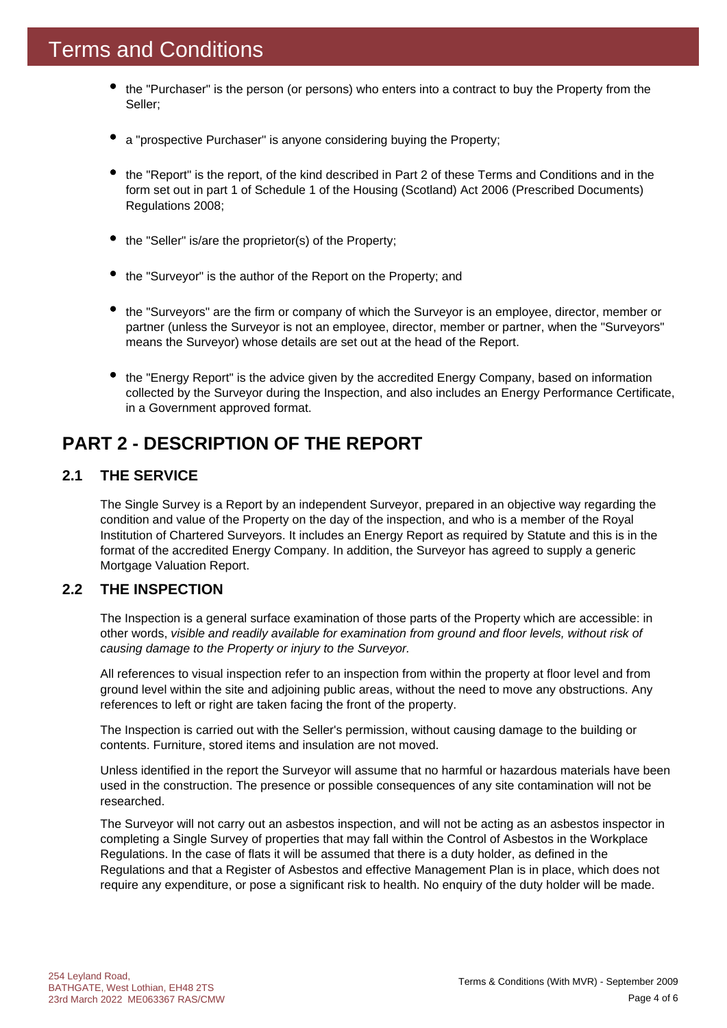# Terms and Conditions

- the "Purchaser" is the person (or persons) who enters into a contract to buy the Property from the Seller;
- a "prospective Purchaser" is anyone considering buying the Property;
- the "Report" is the report, of the kind described in Part 2 of these Terms and Conditions and in the form set out in part 1 of Schedule 1 of the Housing (Scotland) Act 2006 (Prescribed Documents) Regulations 2008;
- the "Seller" is/are the proprietor(s) of the Property;
- the "Surveyor" is the author of the Report on the Property; and
- the "Surveyors" are the firm or company of which the Surveyor is an employee, director, member or partner (unless the Surveyor is not an employee, director, member or partner, when the "Surveyors" means the Surveyor) whose details are set out at the head of the Report.
- the "Energy Report" is the advice given by the accredited Energy Company, based on information collected by the Surveyor during the Inspection, and also includes an Energy Performance Certificate, in a Government approved format.

## PART 2 - DESCRIPTION OF THE REPORT

### 2.1 THE SERVICE

The Single Survey is a Report by an independent Surveyor, prepared in an objective way regarding the condition and value of the Property on the day of the inspection, and who is a member of the Royal Institution of Chartered Surveyors. It includes an Energy Report as required by Statute and this is in the format of the accredited Energy Company. In addition, the Surveyor has agreed to supply a generic Mortgage Valuation Report.

### 2.2 THE INSPECTION

The Inspection is a general surface examination of those parts of the Property which are accessible: in other words, *visible and readily available for examination from ground and floor levels, without risk of causing damage to the Property or injury to the Surveyor.*

All references to visual inspection refer to an inspection from within the property at floor level and from ground level within the site and adjoining public areas, without the need to move any obstructions. Any references to left or right are taken facing the front of the property.

The Inspection is carried out with the Seller's permission, without causing damage to the building or contents. Furniture, stored items and insulation are not moved.

Unless identified in the report the Surveyor will assume that no harmful or hazardous materials have been used in the construction. The presence or possible consequences of any site contamination will not be researched.

The Surveyor will not carry out an asbestos inspection, and will not be acting as an asbestos inspector in completing a Single Survey of properties that may fall within the Control of Asbestos in the Workplace Regulations. In the case of flats it will be assumed that there is a duty holder, as defined in the Regulations and that a Register of Asbestos and effective Management Plan is in place, which does not require any expenditure, or pose a significant risk to health. No enquiry of the duty holder will be made.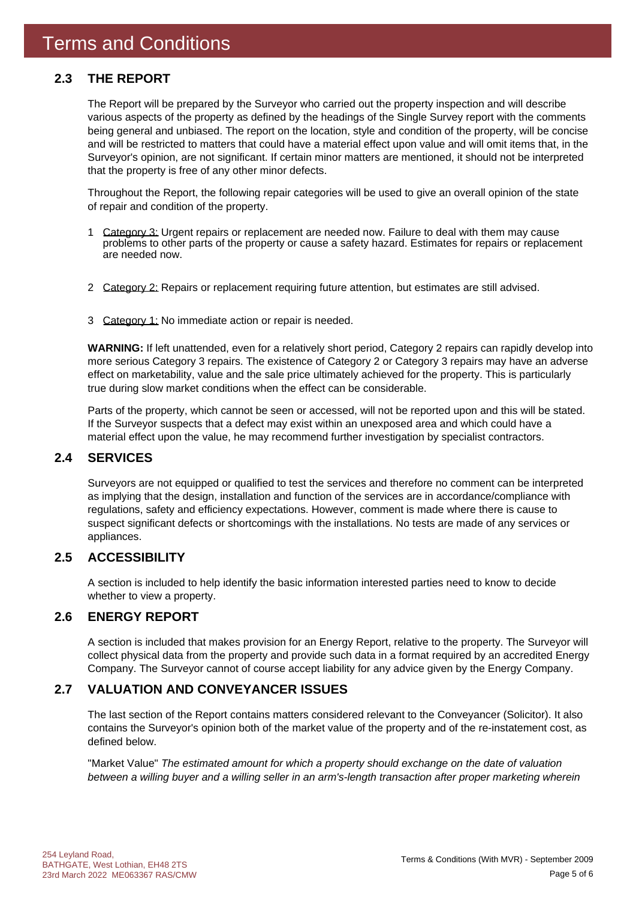# Terms and Conditions

## 2.3 THE REPORT

The Report will be prepared by the Surveyor who carried out the property inspection and will describe various aspects of the property as defined by the headings of the Single Survey report with the comments being general and unbiased. The report on the location, style and condition of the property, will be concise and will be restricted to matters that could have a material effect upon value and will omit items that, in the Surveyor's opinion, are not significant. If certain minor matters are mentioned, it should not be interpreted that the property is free of any other minor defects.

Throughout the Report, the following repair categories will be used to give an overall opinion of the state of repair and condition of the property.

1. Category 3: Urgent repairs or replacement are needed now. Failure to deal with them may cause problems to other parts of the property or cause a safety hazard. Estimates for repairs or replacement are needed now.

2. Category 2: Repairs or replacement requiring future attention, but estimates are still advised.

3. Category 1: No immediate action or repair is needed.

**WARNING:** If left unattended, even for a relatively short period, Category 2 repairs can rapidly develop into more serious Category 3 repairs. The existence of Category 2 or Category 3 repairs may have an adverse effect on marketability, value and the sale price ultimately achieved for the property. This is particularly true during slow market conditions when the effect can be considerable.

Parts of the property, which cannot be seen or accessed, will not be reported upon and this will be stated. If the Surveyor suspects that a defect may exist within an unexposed area and which could have a material effect upon the value, he may recommend further investigation by specialist contractors.

## 2.4 SERVICES

Surveyors are not equipped or qualified to test the services and therefore no comment can be interpreted as implying that the design, installation and function of the services are in accordance/compliance with regulations, safety and efficiency expectations. However, comment is made where there is cause to suspect significant defects or shortcomings with the installations. No tests are made of any services or appliances.

## 2.5 ACCESSIBILITY

A section is included to help identify the basic information interested parties need to know to decide whether to view a property.

## 2.6 ENERGY REPORT

A section is included that makes provision for an Energy Report, relative to the property. The Surveyor will collect physical data from the property and provide such data in a format required by an accredited Energy Company. The Surveyor cannot of course accept liability for any advice given by the Energy Company.

## 2.7 VALUATION AND CONVEYANCER ISSUES

The last section of the Report contains matters considered relevant to the Conveyancer (Solicitor). It also contains the Surveyor's opinion both of the market value of the property and of the re-instatement cost, as defined below.

"Market Value" *The estimated amount for which a property should exchange on the date of valuation between a willing buyer and a willing seller in an arm's-length transaction after proper marketing wherein*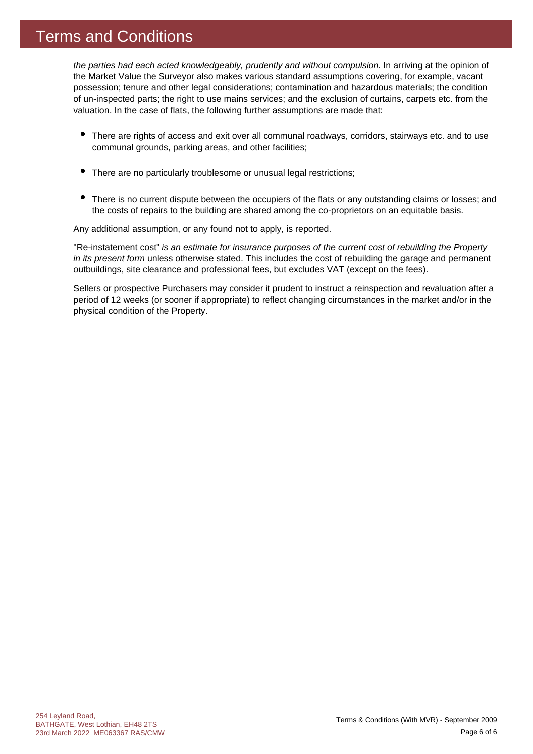# Terms and Conditions

*the parties had each acted knowledgeably, prudently and without compulsion.* In arriving at the opinion of the Market Value the Surveyor also makes various standard assumptions covering, for example, vacant possession; tenure and other legal considerations; contamination and hazardous materials; the condition of un-inspected parts; the right to use mains services; and the exclusion of curtains, carpets etc. from the valuation. In the case of flats, the following further assumptions are made that:

- There are rights of access and exit over all communal roadways, corridors, stairways etc. and to use communal grounds, parking areas, and other facilities;
- There are no particularly troublesome or unusual legal restrictions;
- There is no current dispute between the occupiers of the flats or any outstanding claims or losses; and the costs of repairs to the building are shared among the co-proprietors on an equitable basis.

Any additional assumption, or any found not to apply, is reported.

"Re-instatement cost" *is an estimate for insurance purposes of the current cost of rebuilding the Property in its present form* unless otherwise stated. This includes the cost of rebuilding the garage and permanent outbuildings, site clearance and professional fees, but excludes VAT (except on the fees).

Sellers or prospective Purchasers may consider it prudent to instruct a reinspection and revaluation after a period of 12 weeks (or sooner if appropriate) to reflect changing circumstances in the market and/or in the physical condition of the Property.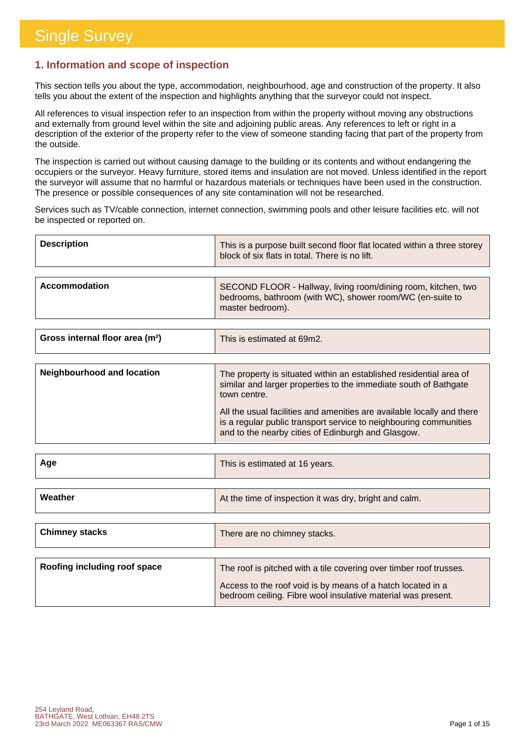# Single Survey

## 1. Information and scope of inspection

This section tells you about the type, accommodation, neighbourhood, age and construction of the property. It also tells you about the extent of the inspection and highlights anything that the surveyor could not inspect.

All references to visual inspection refer to an inspection from within the property without moving any obstructions and externally from ground level within the site and adjoining public areas. Any references to left or right in a description of the exterior of the property refer to the view of someone standing facing that part of the property from the outside.

The inspection is carried out without causing damage to the building or its contents and without endangering the occupiers or the surveyor. Heavy furniture, stored items and insulation are not moved. Unless identified in the report the surveyor will assume that no harmful or hazardous materials or techniques have been used in the construction. The presence or possible consequences of any site contamination will not be researched.

Services such as TV/cable connection, internet connection, swimming pools and other leisure facilities etc. will not be inspected or reported on.

| | |
|---|---|
| **Description** | This is a purpose built second floor flat located within a three storey block of six flats in total. There is no lift. |
| **Accommodation** | SECOND FLOOR - Hallway, living room/dining room, kitchen, two bedrooms, bathroom (with WC), shower room/WC (en-suite to master bedroom). |
| **Gross internal floor area ($m^2$)** | This is estimated at 69m2. |
| **Neighbourhood and location** | The property is situated within an established residential area of similar and larger properties to the immediate south of Bathgate town centre.<br><br>All the usual facilities and amenities are available locally and there is a regular public transport service to neighbouring communities and to the nearby cities of Edinburgh and Glasgow. |
| **Age** | This is estimated at 16 years. |
| **Weather** | At the time of inspection it was dry, bright and calm. |
| **Chimney stacks** | There are no chimney stacks. |
| **Roofing including roof space** | The roof is pitched with a tile covering over timber roof trusses.<br><br>Access to the roof void is by means of a hatch located in a bedroom ceiling. Fibre wool insulative material was present. |

254 Leyland Road,
BATHGATE, West Lothian, EH48 2TS
23rd March 2022 ME063367 RAS/CMW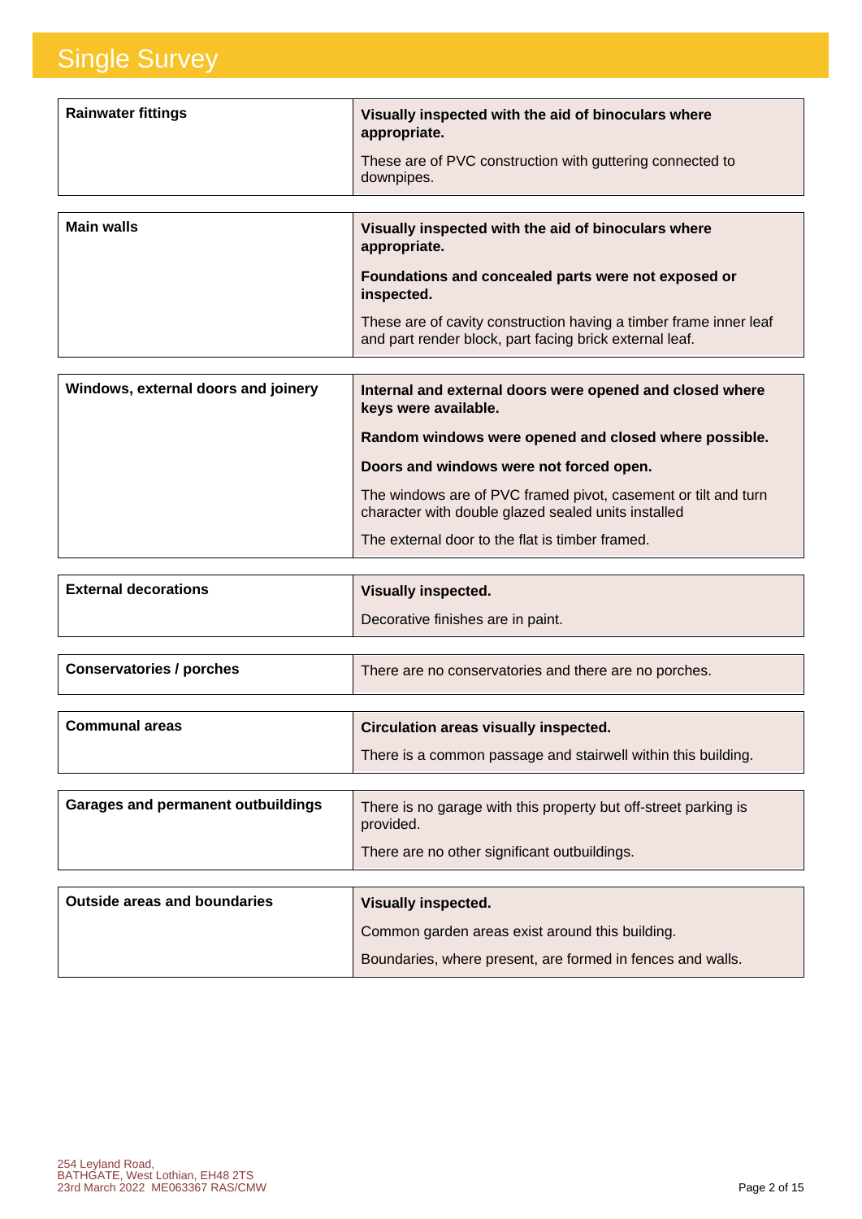# Single Survey

| | |
|---|---|
| **Rainwater fittings** | **Visually inspected with the aid of binoculars where appropriate.**<br><br>These are of PVC construction with guttering connected to downpipes. |

| | |
|---|---|
| **Main walls** | **Visually inspected with the aid of binoculars where appropriate.**<br><br>**Foundations and concealed parts were not exposed or inspected.**<br><br>These are of cavity construction having a timber frame inner leaf and part render block, part facing brick external leaf. |

| | |
|---|---|
| **Windows, external doors and joinery** | **Internal and external doors were opened and closed where keys were available.**<br><br>**Random windows were opened and closed where possible.**<br><br>**Doors and windows were not forced open.**<br><br>The windows are of PVC framed pivot, casement or tilt and turn character with double glazed sealed units installed<br><br>The external door to the flat is timber framed. |

| | |
|---|---|
| **External decorations** | **Visually inspected.**<br><br>Decorative finishes are in paint. |

| | |
|---|---|
| **Conservatories / porches** | There are no conservatories and there are no porches. |

| | |
|---|---|
| **Communal areas** | **Circulation areas visually inspected.**<br><br>There is a common passage and stairwell within this building. |

| | |
|---|---|
| **Garages and permanent outbuildings** | There is no garage with this property but off-street parking is provided.<br><br>There are no other significant outbuildings. |

| | |
|---|---|
| **Outside areas and boundaries** | **Visually inspected.**<br><br>Common garden areas exist around this building.<br><br>Boundaries, where present, are formed in fences and walls. |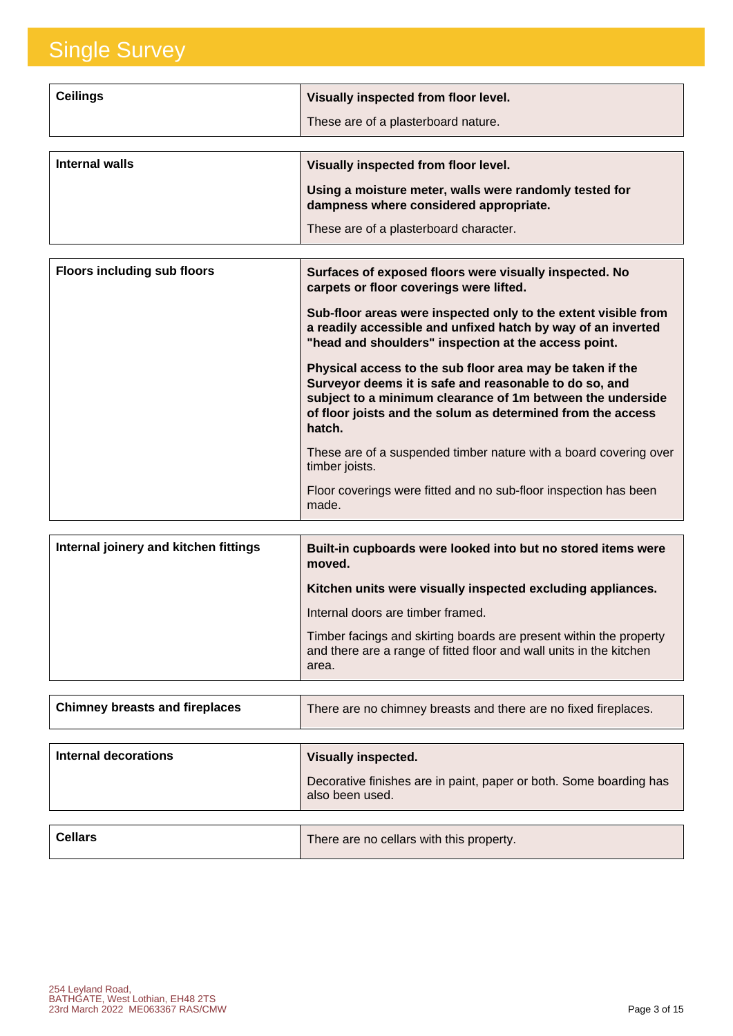# Single Survey

| Ceilings | **Visually inspected from floor level.**<br><br>These are of a plasterboard nature. |
|---|---|

| Internal walls | **Visually inspected from floor level.**<br><br>**Using a moisture meter, walls were randomly tested for dampness where considered appropriate.**<br><br>These are of a plasterboard character. |
|---|---|

| Floors including sub floors | **Surfaces of exposed floors were visually inspected. No carpets or floor coverings were lifted.**<br><br>**Sub-floor areas were inspected only to the extent visible from a readily accessible and unfixed hatch by way of an inverted "head and shoulders" inspection at the access point.**<br><br>**Physical access to the sub floor area may be taken if the Surveyor deems it is safe and reasonable to do so, and subject to a minimum clearance of 1m between the underside of floor joists and the solum as determined from the access hatch.**<br><br>These are of a suspended timber nature with a board covering over timber joists.<br><br>Floor coverings were fitted and no sub-floor inspection has been made. |
|---|---|

| Internal joinery and kitchen fittings | **Built-in cupboards were looked into but no stored items were moved.**<br><br>**Kitchen units were visually inspected excluding appliances.**<br><br>Internal doors are timber framed.<br><br>Timber facings and skirting boards are present within the property and there are a range of fitted floor and wall units in the kitchen area. |
|---|---|

| Chimney breasts and fireplaces | There are no chimney breasts and there are no fixed fireplaces. |
|---|---|

| Internal decorations | **Visually inspected.**<br><br>Decorative finishes are in paint, paper or both. Some boarding has also been used. |
|---|---|

| Cellars | There are no cellars with this property. |
|---|---|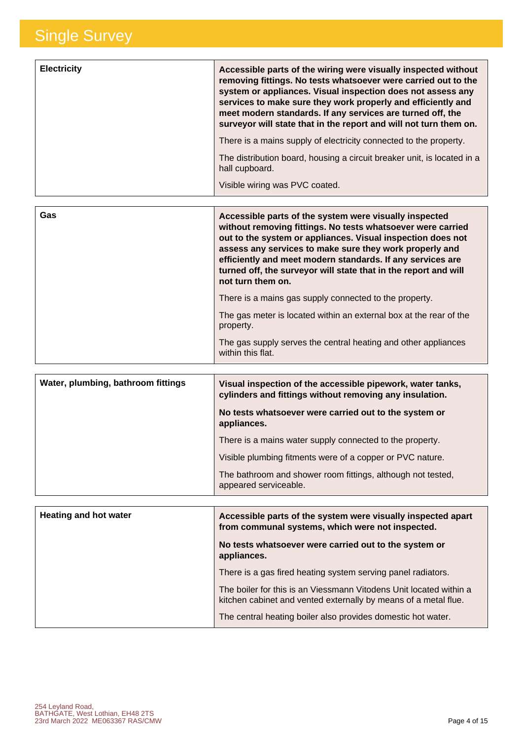| | |
|---|---|
| **Electricity** | **Accessible parts of the wiring were visually inspected without removing fittings. No tests whatsoever were carried out to the system or appliances. Visual inspection does not assess any services to make sure they work properly and efficiently and meet modern standards. If any services are turned off, the surveyor will state that in the report and will not turn them on.**<br><br>There is a mains supply of electricity connected to the property.<br><br>The distribution board, housing a circuit breaker unit, is located in a hall cupboard.<br><br>Visible wiring was PVC coated. |

| | |
|---|---|
| **Gas** | **Accessible parts of the system were visually inspected without removing fittings. No tests whatsoever were carried out to the system or appliances. Visual inspection does not assess any services to make sure they work properly and efficiently and meet modern standards. If any services are turned off, the surveyor will state that in the report and will not turn them on.**<br><br>There is a mains gas supply connected to the property.<br><br>The gas meter is located within an external box at the rear of the property.<br><br>The gas supply serves the central heating and other appliances within this flat. |

| | |
|---|---|
| **Water, plumbing, bathroom fittings** | **Visual inspection of the accessible pipework, water tanks, cylinders and fittings without removing any insulation.**<br><br>**No tests whatsoever were carried out to the system or appliances.**<br><br>There is a mains water supply connected to the property.<br><br>Visible plumbing fitments were of a copper or PVC nature.<br><br>The bathroom and shower room fittings, although not tested, appeared serviceable. |

| | |
|---|---|
| **Heating and hot water** | **Accessible parts of the system were visually inspected apart from communal systems, which were not inspected.**<br><br>**No tests whatsoever were carried out to the system or appliances.**<br><br>There is a gas fired heating system serving panel radiators.<br><br>The boiler for this is an Viessmann Vitodens Unit located within a kitchen cabinet and vented externally by means of a metal flue.<br><br>The central heating boiler also provides domestic hot water. |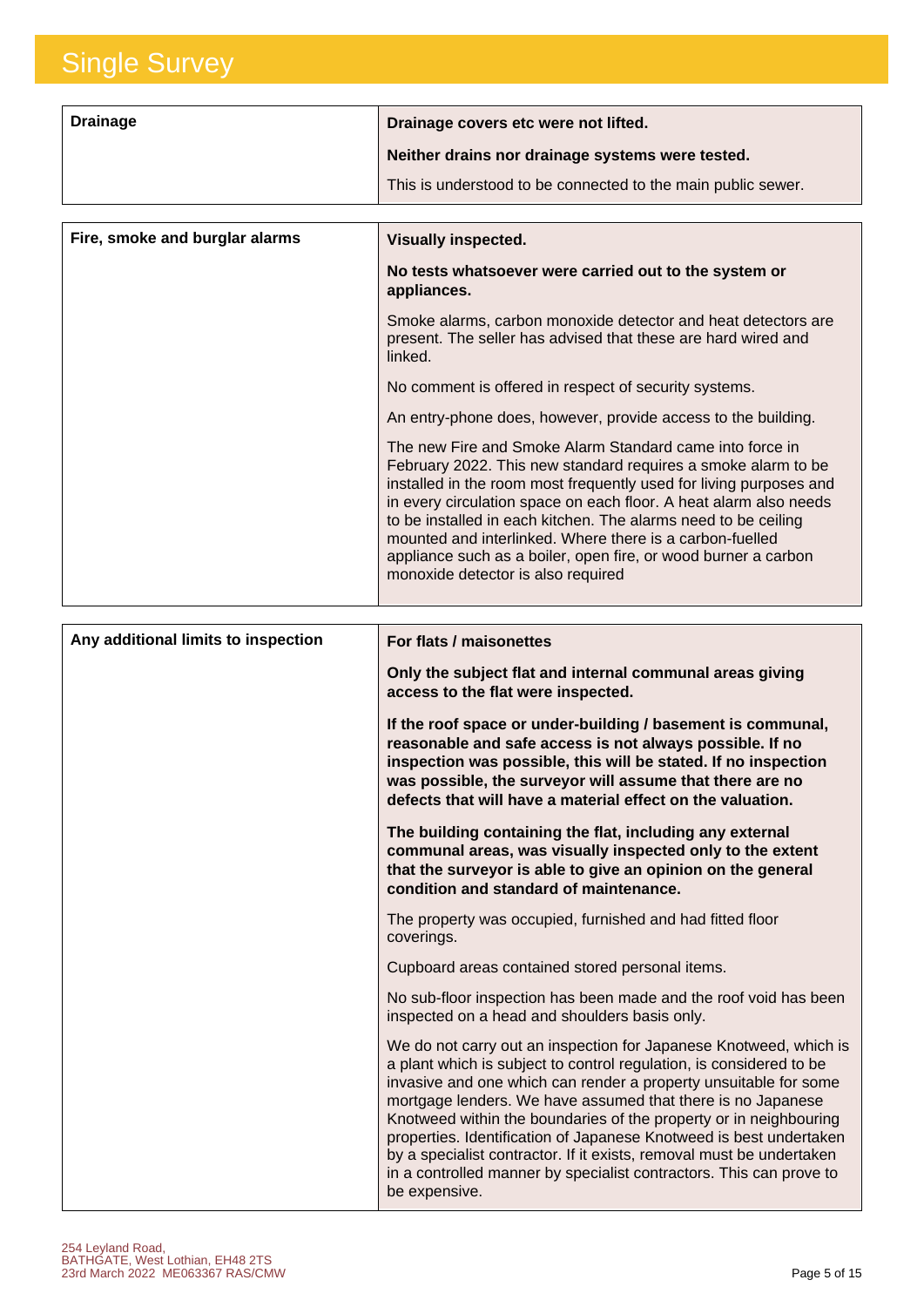| | |
|---|---|
| **Drainage** | **Drainage covers etc were not lifted.**<br><br>**Neither drains nor drainage systems were tested.**<br><br>This is understood to be connected to the main public sewer. |

| | |
|---|---|
| **Fire, smoke and burglar alarms** | **Visually inspected.**<br><br>**No tests whatsoever were carried out to the system or appliances.**<br><br>Smoke alarms, carbon monoxide detector and heat detectors are present. The seller has advised that these are hard wired and linked.<br><br>No comment is offered in respect of security systems.<br><br>An entry-phone does, however, provide access to the building.<br><br>The new Fire and Smoke Alarm Standard came into force in February 2022. This new standard requires a smoke alarm to be installed in the room most frequently used for living purposes and in every circulation space on each floor. A heat alarm also needs to be installed in each kitchen. The alarms need to be ceiling mounted and interlinked. Where there is a carbon-fuelled appliance such as a boiler, open fire, or wood burner a carbon monoxide detector is also required |

| | |
|---|---|
| **Any additional limits to inspection** | **For flats / maisonettes**<br><br>**Only the subject flat and internal communal areas giving access to the flat were inspected.**<br><br>**If the roof space or under-building / basement is communal, reasonable and safe access is not always possible. If no inspection was possible, this will be stated. If no inspection was possible, the surveyor will assume that there are no defects that will have a material effect on the valuation.**<br><br>**The building containing the flat, including any external communal areas, was visually inspected only to the extent that the surveyor is able to give an opinion on the general condition and standard of maintenance.**<br><br>The property was occupied, furnished and had fitted floor coverings.<br><br>Cupboard areas contained stored personal items.<br><br>No sub-floor inspection has been made and the roof void has been inspected on a head and shoulders basis only.<br><br>We do not carry out an inspection for Japanese Knotweed, which is a plant which is subject to control regulation, is considered to be invasive and one which can render a property unsuitable for some mortgage lenders. We have assumed that there is no Japanese Knotweed within the boundaries of the property or in neighbouring properties. Identification of Japanese Knotweed is best undertaken by a specialist contractor. If it exists, removal must be undertaken in a controlled manner by specialist contractors. This can prove to be expensive. |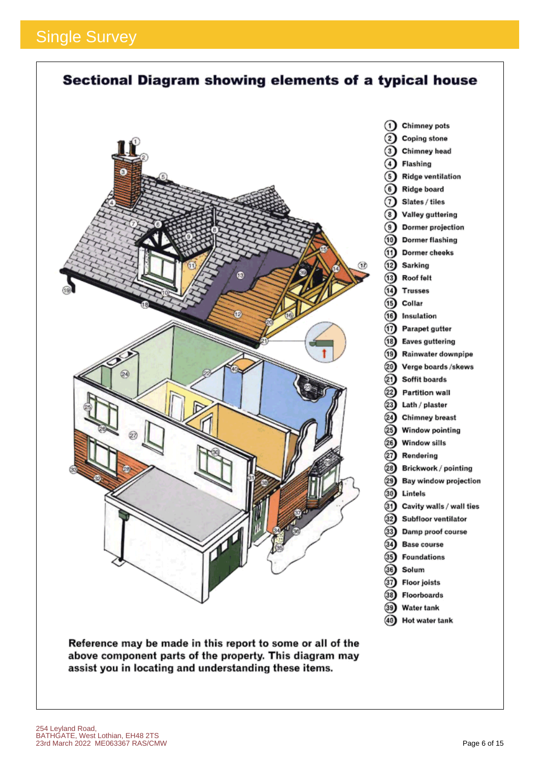# Single Survey

## Sectional Diagram showing elements of a typical house

1. Chimney pots
2. Coping stone
3. Chimney head
4. Flashing
5. Ridge ventilation
6. Ridge board
7. Slates / tiles
8. Valley guttering
9. Dormer projection
10. Dormer flashing
11. Dormer cheeks
12. Sarking
13. Roof felt
14. Trusses
15. Collar
16. Insulation
17. Parapet gutter
18. Eaves guttering
19. Rainwater downpipe
20. Verge boards /skews
21. Soffit boards
22. Partition wall
23. Lath / plaster
24. Chimney breast
25. Window pointing
26. Window sills
27. Rendering
28. Brickwork / pointing
29. Bay window projection
30. Lintels
31. Cavity walls / wall ties
32. Subfloor ventilator
33. Damp proof course
34. Base course
35. Foundations
36. Solum
37. Floor joists
38. Floorboards
39. Water tank
40. Hot water tank

**Reference may be made in this report to some or all of the above component parts of the property. This diagram may assist you in locating and understanding these items.**

254 Leyland Road,
BATHGATE, West Lothian, EH48 2TS
23rd March 2022 ME063367 RAS/CMW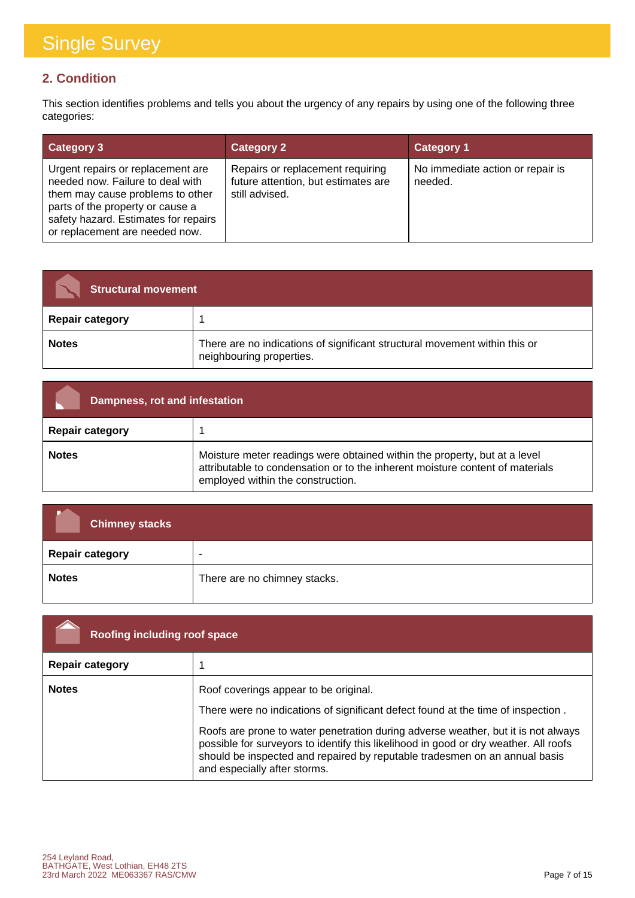# Single Survey

## 2. Condition

This section identifies problems and tells you about the urgency of any repairs by using one of the following three categories:

| Category 3 | Category 2 | Category 1 |
|---|---|---|
| Urgent repairs or replacement are needed now. Failure to deal with them may cause problems to other parts of the property or cause a safety hazard. Estimates for repairs or replacement are needed now. | Repairs or replacement requiring future attention, but estimates are still advised. | No immediate action or repair is needed. |

| Structural movement | |
|---|---|
| **Repair category** | 1 |
| **Notes** | There are no indications of significant structural movement within this or neighbouring properties. |

| Dampness, rot and infestation | |
|---|---|
| **Repair category** | 1 |
| **Notes** | Moisture meter readings were obtained within the property, but at a level attributable to condensation or to the inherent moisture content of materials employed within the construction. |

| Chimney stacks | |
|---|---|
| **Repair category** | - |
| **Notes** | There are no chimney stacks. |

| Roofing including roof space | |
|---|---|
| **Repair category** | 1 |
| **Notes** | Roof coverings appear to be original.<br><br>There were no indications of significant defect found at the time of inspection .<br><br>Roofs are prone to water penetration during adverse weather, but it is not always possible for surveyors to identify this likelihood in good or dry weather. All roofs should be inspected and repaired by reputable tradesmen on an annual basis and especially after storms. |

254 Leyland Road,
BATHGATE, West Lothian, EH48 2TS
23rd March 2022 ME063367 RAS/CMW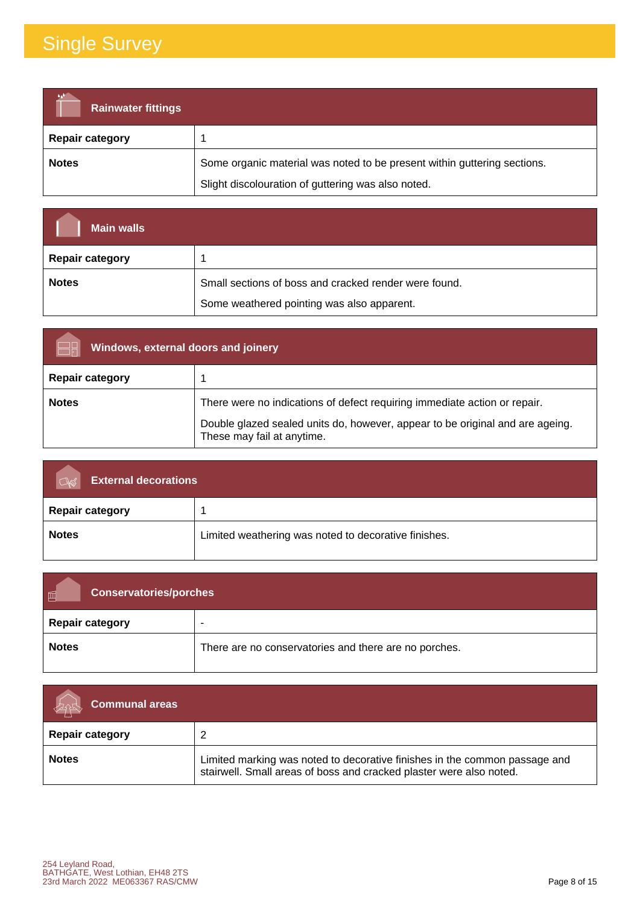# Single Survey

| Rainwater fittings | |
|---|---|
| **Repair category** | 1 |
| **Notes** | Some organic material was noted to be present within guttering sections. Slight discolouration of guttering was also noted. |

| Main walls | |
|---|---|
| **Repair category** | 1 |
| **Notes** | Small sections of boss and cracked render were found. Some weathered pointing was also apparent. |

| Windows, external doors and joinery | |
|---|---|
| **Repair category** | 1 |
| **Notes** | There were no indications of defect requiring immediate action or repair. Double glazed sealed units do, however, appear to be original and are ageing. These may fail at anytime. |

| External decorations | |
|---|---|
| **Repair category** | 1 |
| **Notes** | Limited weathering was noted to decorative finishes. |

| Conservatories/porches | |
|---|---|
| **Repair category** | - |
| **Notes** | There are no conservatories and there are no porches. |

| Communal areas | |
|---|---|
| **Repair category** | 2 |
| **Notes** | Limited marking was noted to decorative finishes in the common passage and stairwell. Small areas of boss and cracked plaster were also noted. |

254 Leyland Road,
BATHGATE, West Lothian, EH48 2TS
23rd March 2022 ME063367 RAS/CMW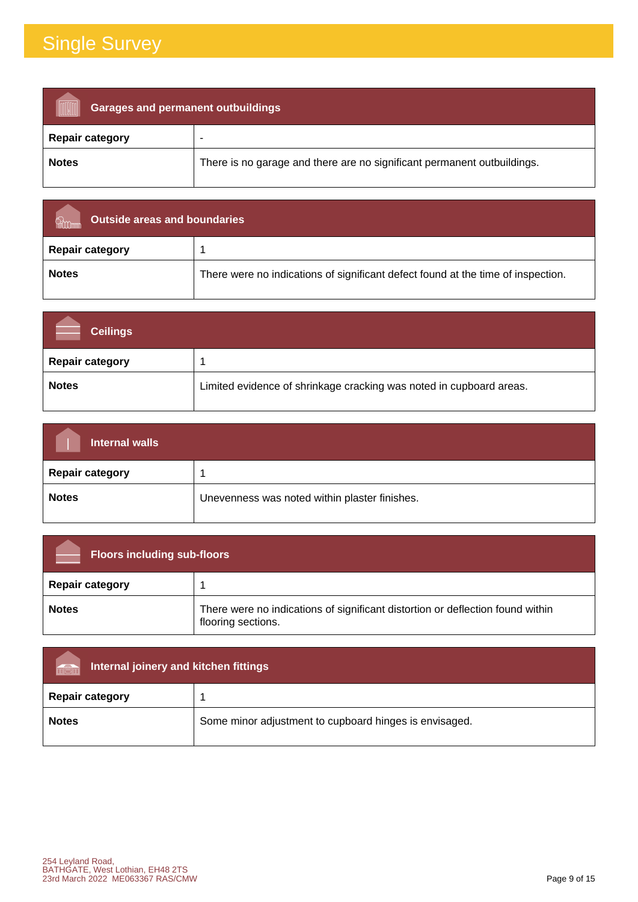# Single Survey

| Garages and permanent outbuildings | |
|---|---|
| **Repair category** | - |
| **Notes** | There is no garage and there are no significant permanent outbuildings. |

| Outside areas and boundaries | |
|---|---|
| **Repair category** | 1 |
| **Notes** | There were no indications of significant defect found at the time of inspection. |

| Ceilings | |
|---|---|
| **Repair category** | 1 |
| **Notes** | Limited evidence of shrinkage cracking was noted in cupboard areas. |

| Internal walls | |
|---|---|
| **Repair category** | 1 |
| **Notes** | Unevenness was noted within plaster finishes. |

| Floors including sub-floors | |
|---|---|
| **Repair category** | 1 |
| **Notes** | There were no indications of significant distortion or deflection found within flooring sections. |

| Internal joinery and kitchen fittings | |
|---|---|
| **Repair category** | 1 |
| **Notes** | Some minor adjustment to cupboard hinges is envisaged. |

254 Leyland Road,
BATHGATE, West Lothian, EH48 2TS
23rd March 2022 ME063367 RAS/CMW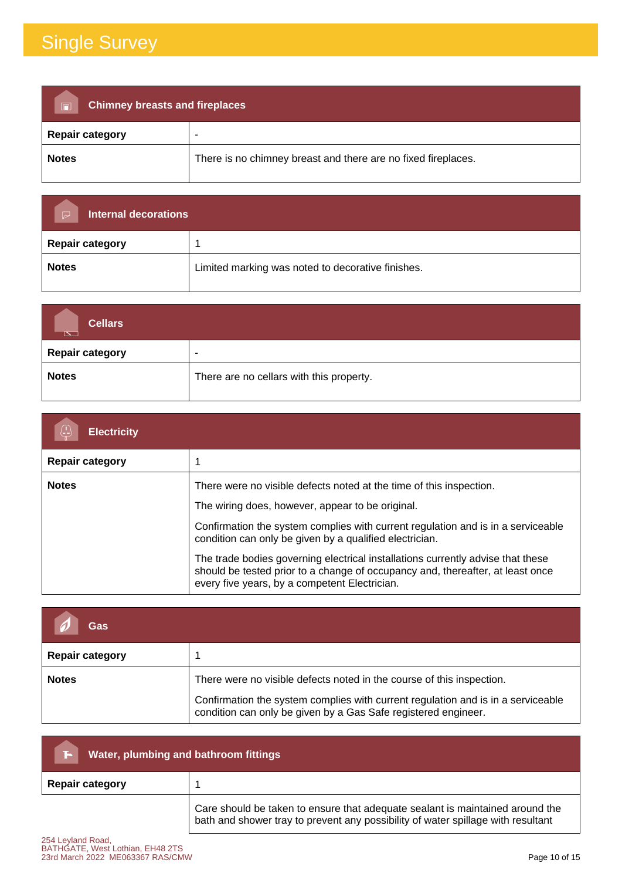# Single Survey

| Chimney breasts and fireplaces | |
|---|---|
| **Repair category** | - |
| **Notes** | There is no chimney breast and there are no fixed fireplaces. |

| Internal decorations | |
|---|---|
| **Repair category** | 1 |
| **Notes** | Limited marking was noted to decorative finishes. |

| Cellars | |
|---|---|
| **Repair category** | - |
| **Notes** | There are no cellars with this property. |

| Electricity | |
|---|---|
| **Repair category** | 1 |
| **Notes** | There were no visible defects noted at the time of this inspection.<br><br>The wiring does, however, appear to be original.<br><br>Confirmation the system complies with current regulation and is in a serviceable condition can only be given by a qualified electrician.<br><br>The trade bodies governing electrical installations currently advise that these should be tested prior to a change of occupancy and, thereafter, at least once every five years, by a competent Electrician. |

| Gas | |
|---|---|
| **Repair category** | 1 |
| **Notes** | There were no visible defects noted in the course of this inspection.<br><br>Confirmation the system complies with current regulation and is in a serviceable condition can only be given by a Gas Safe registered engineer. |

| Water, plumbing and bathroom fittings | |
|---|---|
| **Repair category** | 1 |
| | Care should be taken to ensure that adequate sealant is maintained around the bath and shower tray to prevent any possibility of water spillage with resultant |

254 Leyland Road,
BATHGATE, West Lothian, EH48 2TS
23rd March 2022 ME063367 RAS/CMW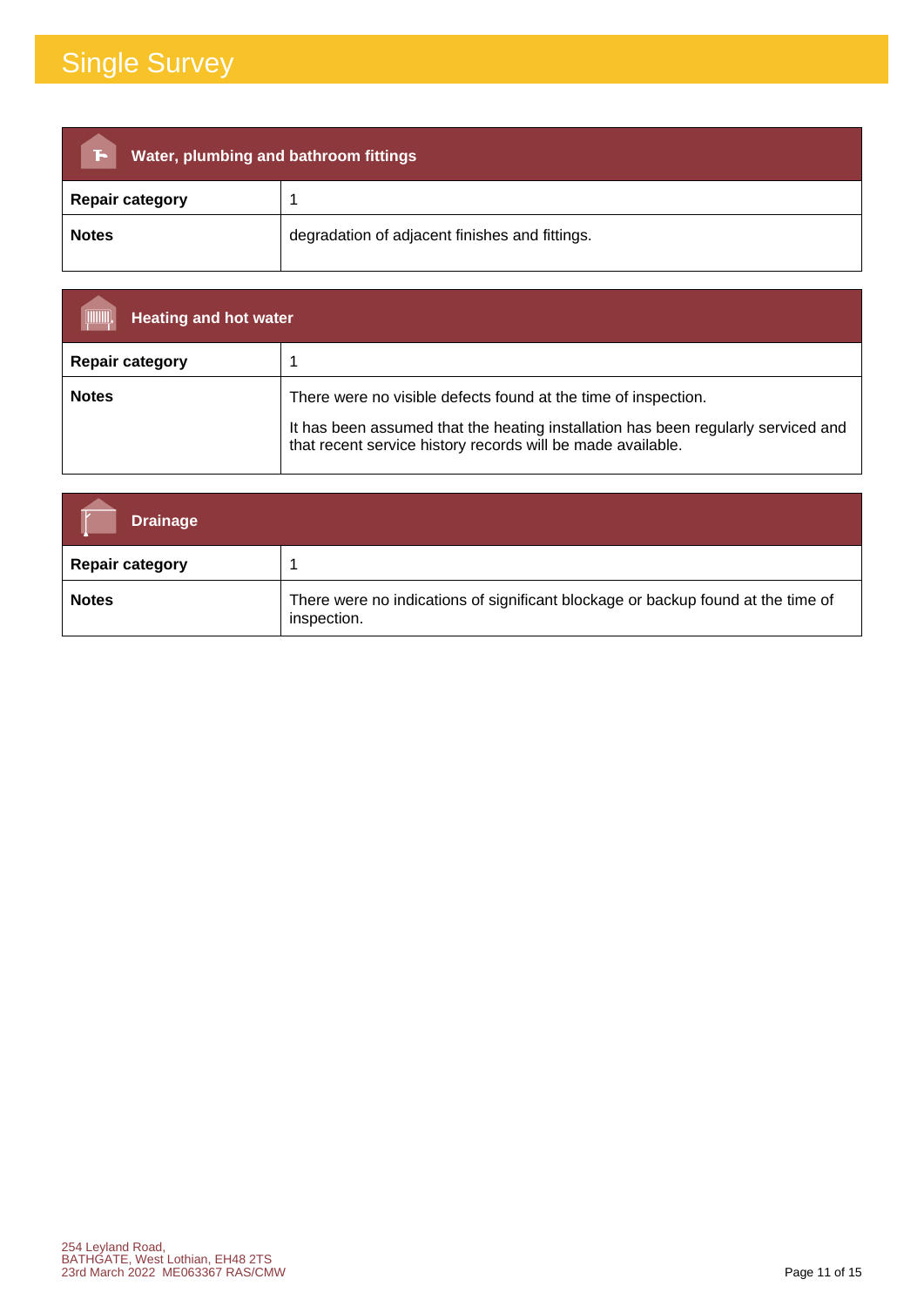# Single Survey

| Water, plumbing and bathroom fittings | |
|---|---|
| **Repair category** | 1 |
| **Notes** | degradation of adjacent finishes and fittings. |

| Heating and hot water | |
|---|---|
| **Repair category** | 1 |
| **Notes** | There were no visible defects found at the time of inspection.<br><br>It has been assumed that the heating installation has been regularly serviced and that recent service history records will be made available. |

| Drainage | |
|---|---|
| **Repair category** | 1 |
| **Notes** | There were no indications of significant blockage or backup found at the time of inspection. |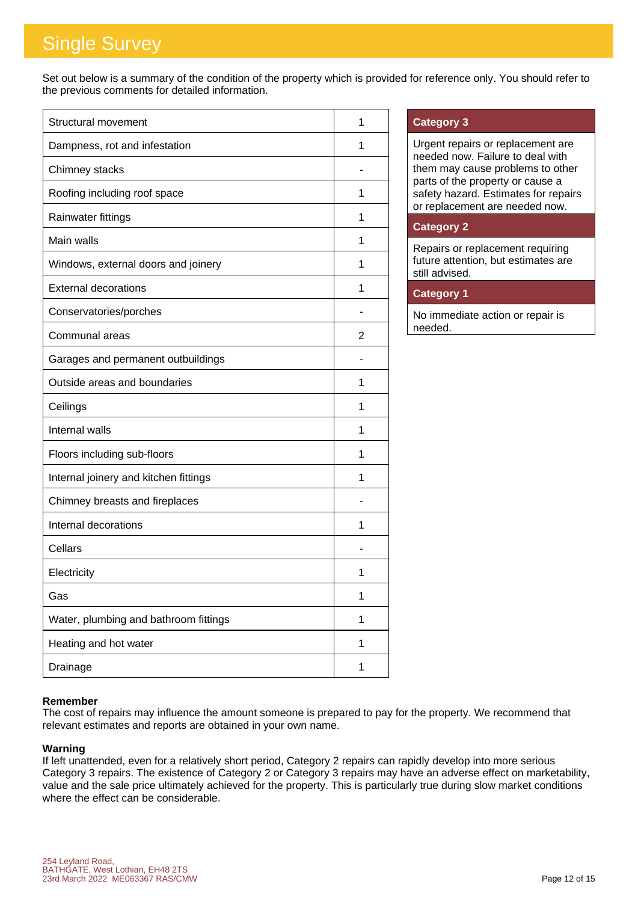# Single Survey

Set out below is a summary of the condition of the property which is provided for reference only. You should refer to the previous comments for detailed information.

| | |
|---|---|
| Structural movement | 1 |
| Dampness, rot and infestation | 1 |
| Chimney stacks | - |
| Roofing including roof space | 1 |
| Rainwater fittings | 1 |
| Main walls | 1 |
| Windows, external doors and joinery | 1 |
| External decorations | 1 |
| Conservatories/porches | - |
| Communal areas | 2 |
| Garages and permanent outbuildings | - |
| Outside areas and boundaries | 1 |
| Ceilings | 1 |
| Internal walls | 1 |
| Floors including sub-floors | 1 |
| Internal joinery and kitchen fittings | 1 |
| Chimney breasts and fireplaces | - |
| Internal decorations | 1 |
| Cellars | - |
| Electricity | 1 |
| Gas | 1 |
| Water, plumbing and bathroom fittings | 1 |
| Heating and hot water | 1 |
| Drainage | 1 |

| Category 3 |
|---|
| Urgent repairs or replacement are needed now. Failure to deal with them may cause problems to other parts of the property or cause a safety hazard. Estimates for repairs or replacement are needed now. |
| **Category 2** |
| Repairs or replacement requiring future attention, but estimates are still advised. |
| **Category 1** |
| No immediate action or repair is needed. |

**Remember**
The cost of repairs may influence the amount someone is prepared to pay for the property. We recommend that relevant estimates and reports are obtained in your own name.

**Warning**
If left unattended, even for a relatively short period, Category 2 repairs can rapidly develop into more serious Category 3 repairs. The existence of Category 2 or Category 3 repairs may have an adverse effect on marketability, value and the sale price ultimately achieved for the property. This is particularly true during slow market conditions where the effect can be considerable.

254 Leyland Road,
BATHGATE, West Lothian, EH48 2TS
23rd March 2022 ME063367 RAS/CMW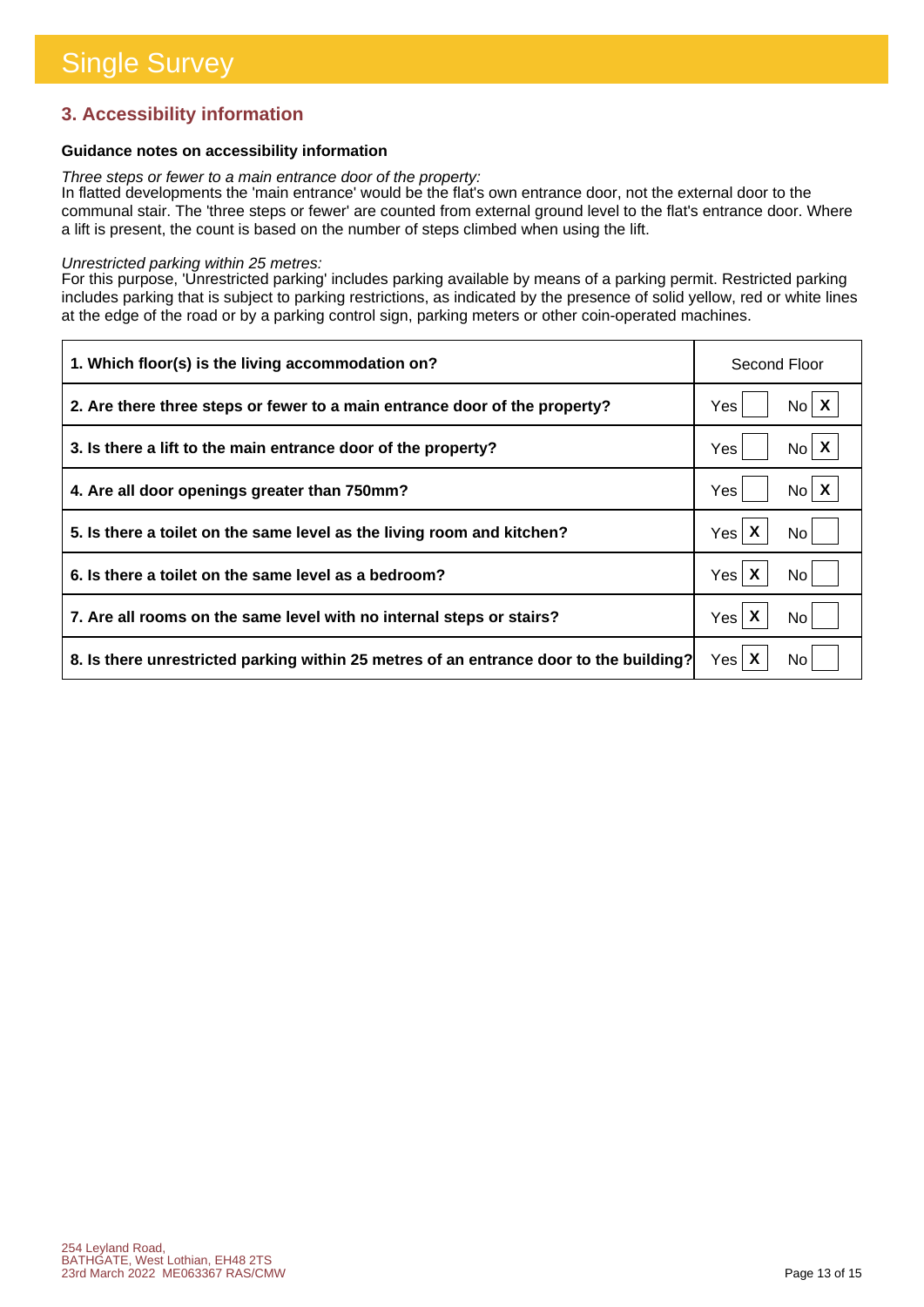# Single Survey

## 3. Accessibility information

**Guidance notes on accessibility information**

*Three steps or fewer to a main entrance door of the property:*
In flatted developments the 'main entrance' would be the flat's own entrance door, not the external door to the communal stair. The 'three steps or fewer' are counted from external ground level to the flat's entrance door. Where a lift is present, the count is based on the number of steps climbed when using the lift.

*Unrestricted parking within 25 metres:*
For this purpose, 'Unrestricted parking' includes parking available by means of a parking permit. Restricted parking includes parking that is subject to parking restrictions, as indicated by the presence of solid yellow, red or white lines at the edge of the road or by a parking control sign, parking meters or other coin-operated machines.

| Question | Answer |
|---|---|
| **1. Which floor(s) is the living accommodation on?** | Second Floor |
| **2. Are there three steps or fewer to a main entrance door of the property?** | No |
| **3. Is there a lift to the main entrance door of the property?** | No |
| **4. Are all door openings greater than 750mm?** | No |
| **5. Is there a toilet on the same level as the living room and kitchen?** | Yes |
| **6. Is there a toilet on the same level as a bedroom?** | Yes |
| **7. Are all rooms on the same level with no internal steps or stairs?** | Yes |
| **8. Is there unrestricted parking within 25 metres of an entrance door to the building?** | Yes |

254 Leyland Road,
BATHGATE, West Lothian, EH48 2TS
23rd March 2022 ME063367 RAS/CMW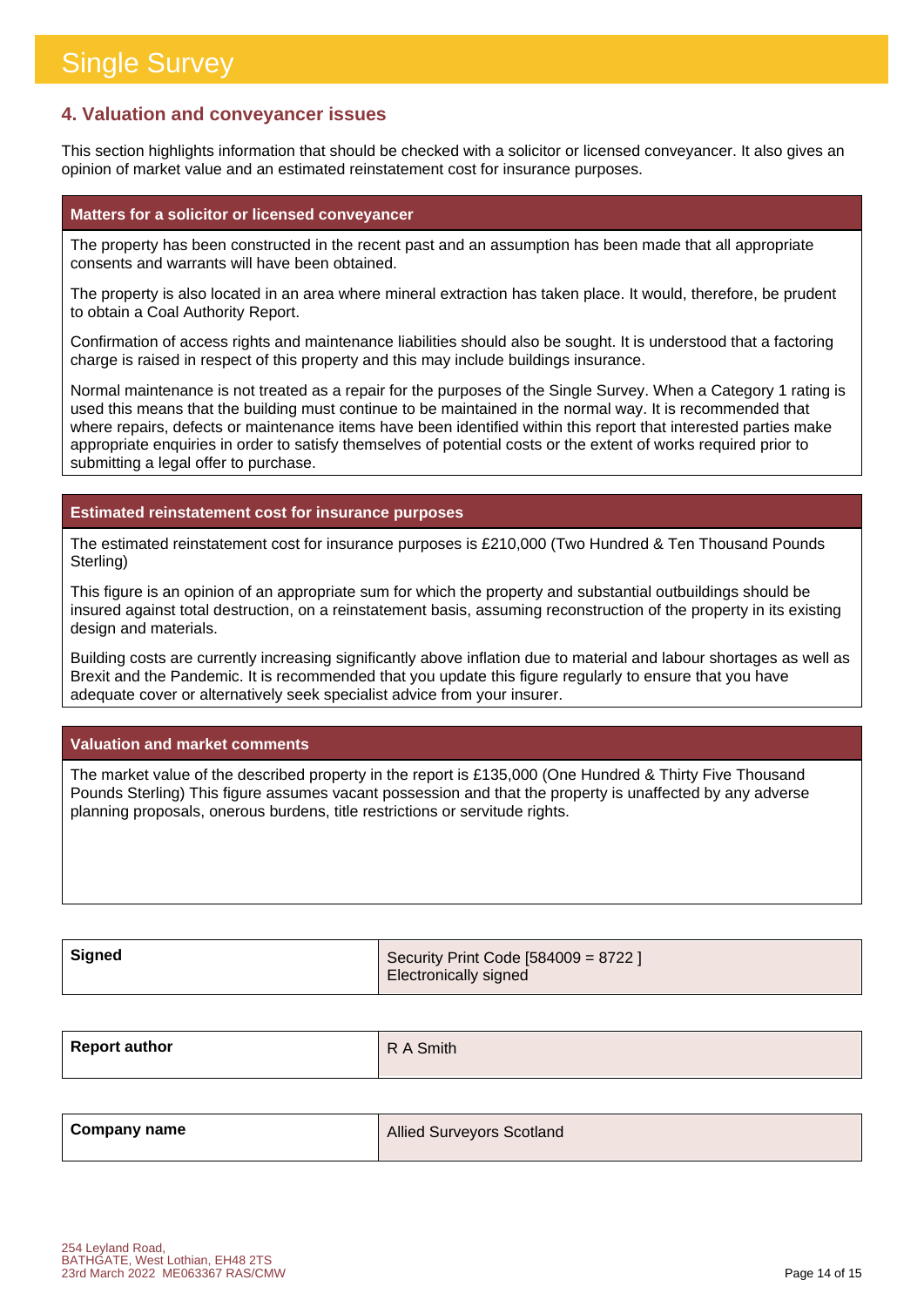# Single Survey

## 4. Valuation and conveyancer issues

This section highlights information that should be checked with a solicitor or licensed conveyancer. It also gives an opinion of market value and an estimated reinstatement cost for insurance purposes.

### Matters for a solicitor or licensed conveyancer

The property has been constructed in the recent past and an assumption has been made that all appropriate consents and warrants will have been obtained.

The property is also located in an area where mineral extraction has taken place. It would, therefore, be prudent to obtain a Coal Authority Report.

Confirmation of access rights and maintenance liabilities should also be sought. It is understood that a factoring charge is raised in respect of this property and this may include buildings insurance.

Normal maintenance is not treated as a repair for the purposes of the Single Survey. When a Category 1 rating is used this means that the building must continue to be maintained in the normal way. It is recommended that where repairs, defects or maintenance items have been identified within this report that interested parties make appropriate enquiries in order to satisfy themselves of potential costs or the extent of works required prior to submitting a legal offer to purchase.

### Estimated reinstatement cost for insurance purposes

The estimated reinstatement cost for insurance purposes is £210,000 (Two Hundred & Ten Thousand Pounds Sterling)

This figure is an opinion of an appropriate sum for which the property and substantial outbuildings should be insured against total destruction, on a reinstatement basis, assuming reconstruction of the property in its existing design and materials.

Building costs are currently increasing significantly above inflation due to material and labour shortages as well as Brexit and the Pandemic. It is recommended that you update this figure regularly to ensure that you have adequate cover or alternatively seek specialist advice from your insurer.

### Valuation and market comments

The market value of the described property in the report is £135,000 (One Hundred & Thirty Five Thousand Pounds Sterling) This figure assumes vacant possession and that the property is unaffected by any adverse planning proposals, onerous burdens, title restrictions or servitude rights.

| | |
|---|---|
| **Signed** | Security Print Code [584009 = 8722 ] Electronically signed |
| **Report author** | R A Smith |
| **Company name** | Allied Surveyors Scotland |

254 Leyland Road,
BATHGATE, West Lothian, EH48 2TS
23rd March 2022 ME063367 RAS/CMW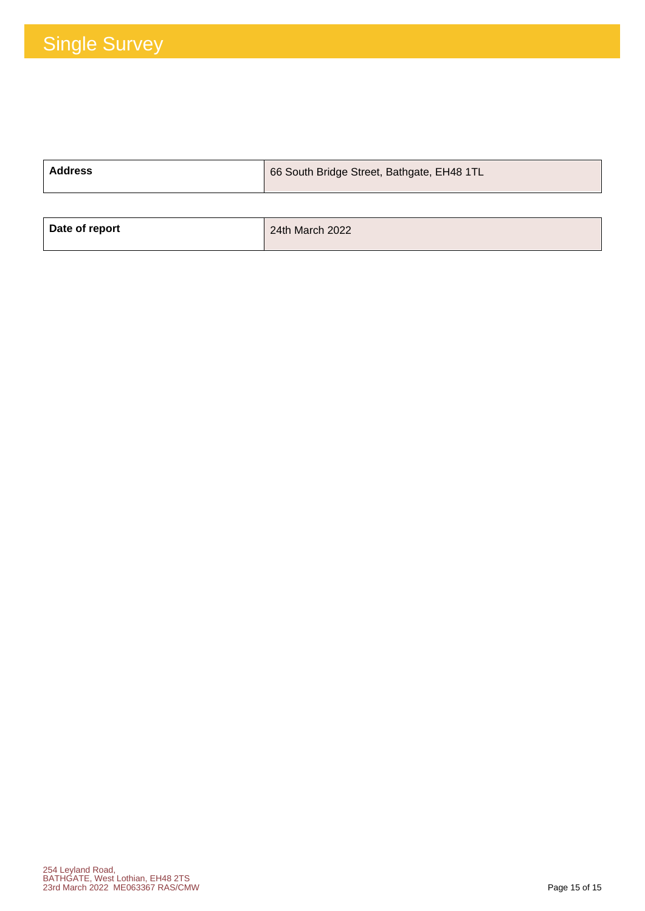# Single Survey

| Address | 66 South Bridge Street, Bathgate, EH48 1TL |
|---|---|

| Date of report | 24th March 2022 |
|---|---|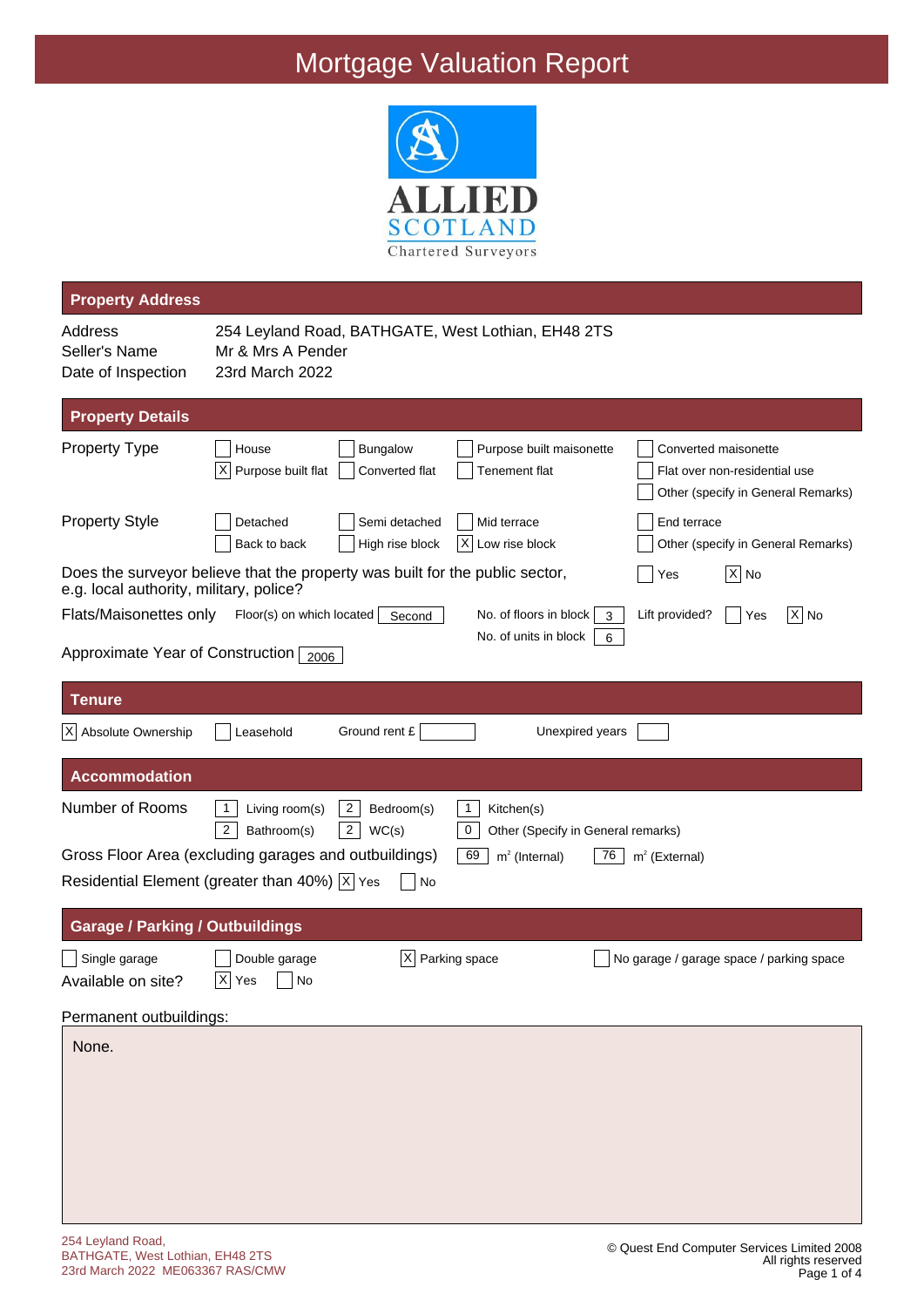# Mortgage Valuation Report

ALLIED SCOTLAND
Chartered Surveyors

## Property Address

| | |
|---|---|
| Address | 254 Leyland Road, BATHGATE, West Lothian, EH48 2TS |
| Seller's Name | Mr & Mrs A Pender |
| Date of Inspection | 23rd March 2022 |

## Property Details

**Property Type**

- [ ] House
- [X] Purpose built flat
- [ ] Bungalow
- [ ] Converted flat
- [ ] Purpose built maisonette
- [ ] Tenement flat
- [ ] Converted maisonette
- [ ] Flat over non-residential use
- [ ] Other (specify in General Remarks)

**Property Style**

- [ ] Detached
- [ ] Back to back
- [ ] Semi detached
- [ ] High rise block
- [ ] Mid terrace
- [X] Low rise block
- [ ] End terrace
- [ ] Other (specify in General Remarks)

Does the surveyor believe that the property was built for the public sector, e.g. local authority, military, police? [ ] Yes [X] No

**Flats/Maisonettes only**

Floor(s) on which located: Second

No. of floors in block: 3

No. of units in block: 6

Lift provided? [ ] Yes [X] No

Approximate Year of Construction: 2006

## Tenure

- [X] Absolute Ownership
- [ ] Leasehold

Ground rent £ 

Unexpired years 

## Accommodation

**Number of Rooms**

| | |
|---|---|
| Living room(s) | 1 |
| Bedroom(s) | 2 |
| Kitchen(s) | 1 |
| Bathroom(s) | 2 |
| WC(s) | 2 |
| Other (Specify in General remarks) | 0 |

Gross Floor Area (excluding garages and outbuildings): 69 $m^2$ (Internal) 76 $m^2$ (External)

Residential Element (greater than 40%) [X] Yes [ ] No

## Garage / Parking / Outbuildings

- [ ] Single garage
- [ ] Double garage
- [X] Parking space
- [ ] No garage / garage space / parking space

Available on site? [X] Yes [ ] No

Permanent outbuildings:

None.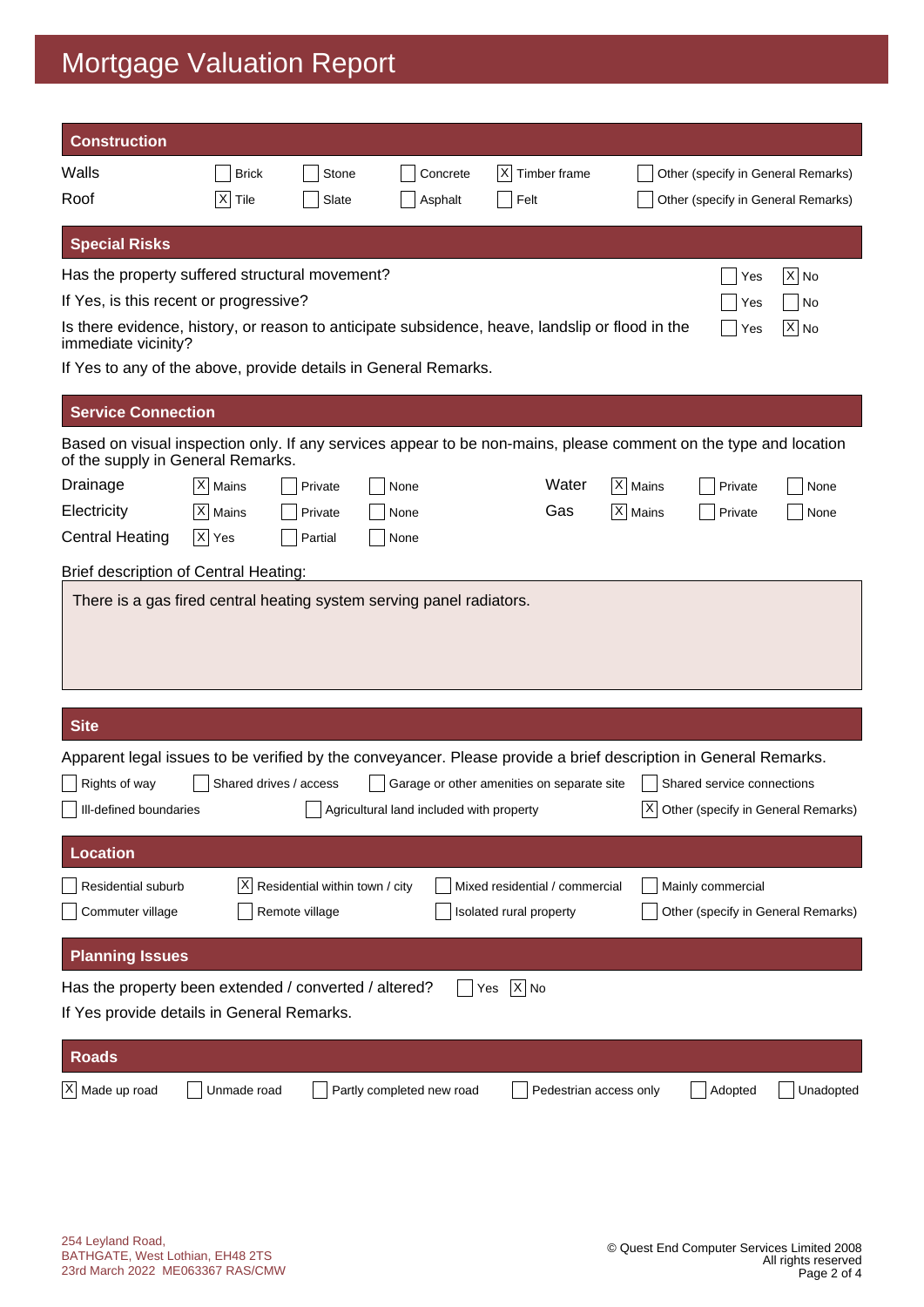# Mortgage Valuation Report

## Construction

| | | | | | |
|---|---|---|---|---|---|
| Walls | [ ] Brick | [ ] Stone | [ ] Concrete | [X] Timber frame | [ ] Other (specify in General Remarks) |
| Roof | [X] Tile | [ ] Slate | [ ] Asphalt | [ ] Felt | [ ] Other (specify in General Remarks) |

## Special Risks

Has the property suffered structural movement? [ ] Yes [X] No

If Yes, is this recent or progressive? [ ] Yes [ ] No

Is there evidence, history, or reason to anticipate subsidence, heave, landslip or flood in the immediate vicinity? [ ] Yes [X] No

If Yes to any of the above, provide details in General Remarks.

## Service Connection

Based on visual inspection only. If any services appear to be non-mains, please comment on the type and location of the supply in General Remarks.

| | | | | | | | |
|---|---|---|---|---|---|---|---|
| Drainage | [X] Mains | [ ] Private | [ ] None | Water | [X] Mains | [ ] Private | [ ] None |
| Electricity | [X] Mains | [ ] Private | [ ] None | Gas | [X] Mains | [ ] Private | [ ] None |
| Central Heating | [X] Yes | [ ] Partial | [ ] None | | | | |

Brief description of Central Heating:

There is a gas fired central heating system serving panel radiators.

## Site

Apparent legal issues to be verified by the conveyancer. Please provide a brief description in General Remarks.

[ ] Rights of way [ ] Shared drives / access [ ] Garage or other amenities on separate site [ ] Shared service connections

[ ] Ill-defined boundaries [ ] Agricultural land included with property [X] Other (specify in General Remarks)

## Location

[ ] Residential suburb [X] Residential within town / city [ ] Mixed residential / commercial [ ] Mainly commercial

[ ] Commuter village [ ] Remote village [ ] Isolated rural property [ ] Other (specify in General Remarks)

## Planning Issues

Has the property been extended / converted / altered? [ ] Yes [X] No

If Yes provide details in General Remarks.

## Roads

[X] Made up road [ ] Unmade road [ ] Partly completed new road [ ] Pedestrian access only [ ] Adopted [ ] Unadopted

254 Leyland Road,
BATHGATE, West Lothian, EH48 2TS
23rd March 2022 ME063367 RAS/CMW

© Quest End Computer Services Limited 2008
All rights reserved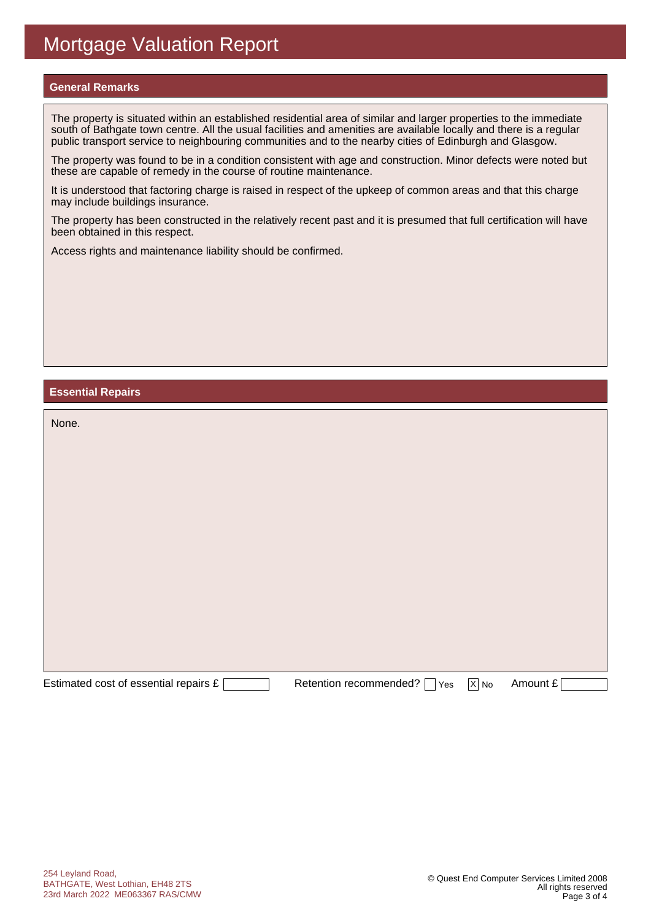# Mortgage Valuation Report

## General Remarks

The property is situated within an established residential area of similar and larger properties to the immediate south of Bathgate town centre. All the usual facilities and amenities are available locally and there is a regular public transport service to neighbouring communities and to the nearby cities of Edinburgh and Glasgow.

The property was found to be in a condition consistent with age and construction. Minor defects were noted but these are capable of remedy in the course of routine maintenance.

It is understood that factoring charge is raised in respect of the upkeep of common areas and that this charge may include buildings insurance.

The property has been constructed in the relatively recent past and it is presumed that full certification will have been obtained in this respect.

Access rights and maintenance liability should be confirmed.

## Essential Repairs

None.

Estimated cost of essential repairs £ 

Retention recommended? [ ] Yes [X] No

Amount £ 

254 Leyland Road,
BATHGATE, West Lothian, EH48 2TS
23rd March 2022 ME063367 RAS/CMW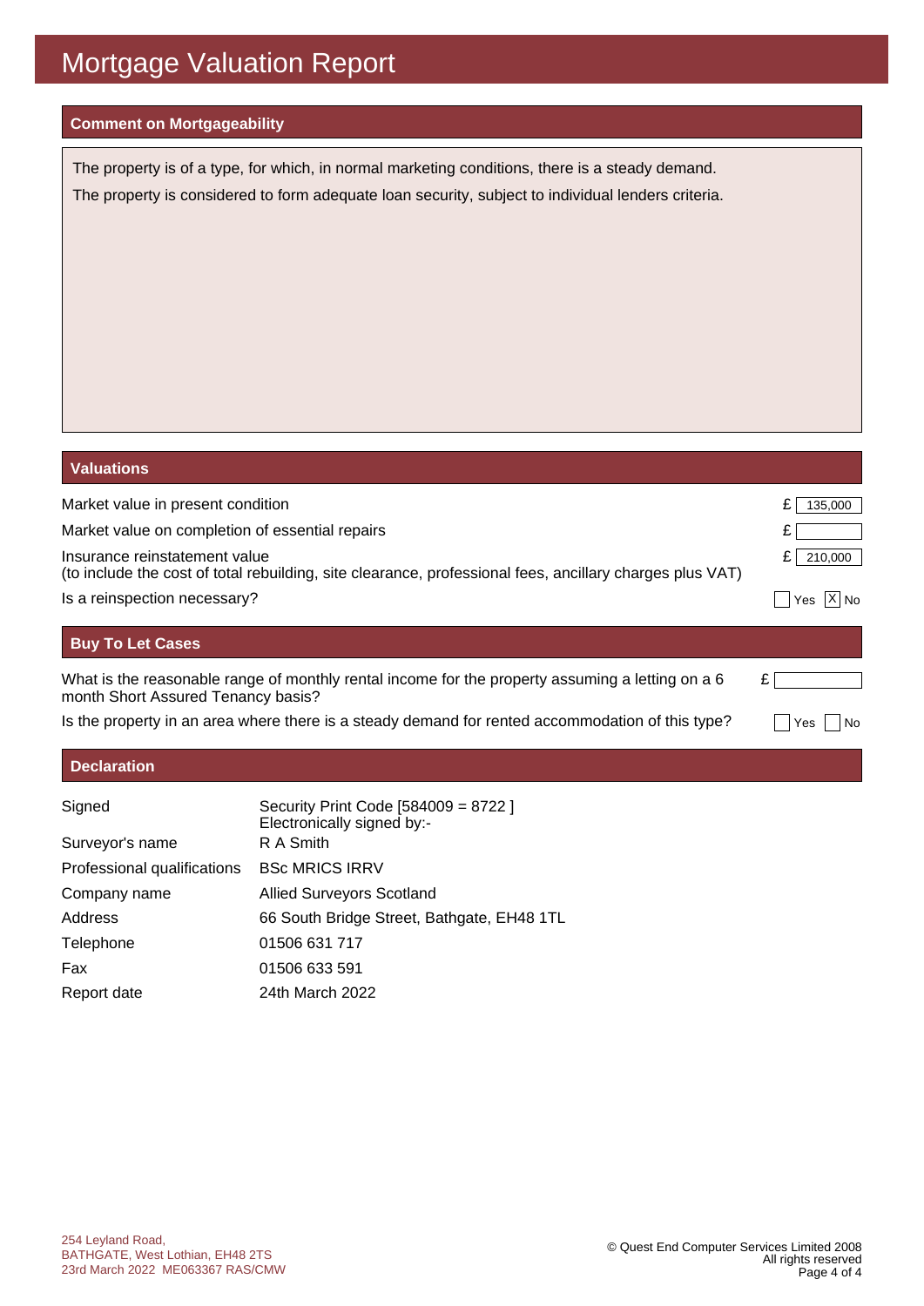# Mortgage Valuation Report

## Comment on Mortgageability

The property is of a type, for which, in normal marketing conditions, there is a steady demand.

The property is considered to form adequate loan security, subject to individual lenders criteria.

## Valuations

| | |
|---|---|
| Market value in present condition | £ 135,000 |
| Market value on completion of essential repairs | £ |
| Insurance reinstatement value (to include the cost of total rebuilding, site clearance, professional fees, ancillary charges plus VAT) | £ 210,000 |
| Is a reinspection necessary? | [ ] Yes [X] No |

## Buy To Let Cases

| | |
|---|---|
| What is the reasonable range of monthly rental income for the property assuming a letting on a 6 month Short Assured Tenancy basis? | £ |
| Is the property in an area where there is a steady demand for rented accommodation of this type? | [ ] Yes [ ] No |

## Declaration

| | |
|---|---|
| Signed | Security Print Code [584009 = 8722 ] Electronically signed by:- |
| Surveyor's name | R A Smith |
| Professional qualifications | BSc MRICS IRRV |
| Company name | Allied Surveyors Scotland |
| Address | 66 South Bridge Street, Bathgate, EH48 1TL |
| Telephone | 01506 631 717 |
| Fax | 01506 633 591 |
| Report date | 24th March 2022 |

254 Leyland Road,
BATHGATE, West Lothian, EH48 2TS
23rd March 2022 ME063367 RAS/CMW

© Quest End Computer Services Limited 2008
All rights reserved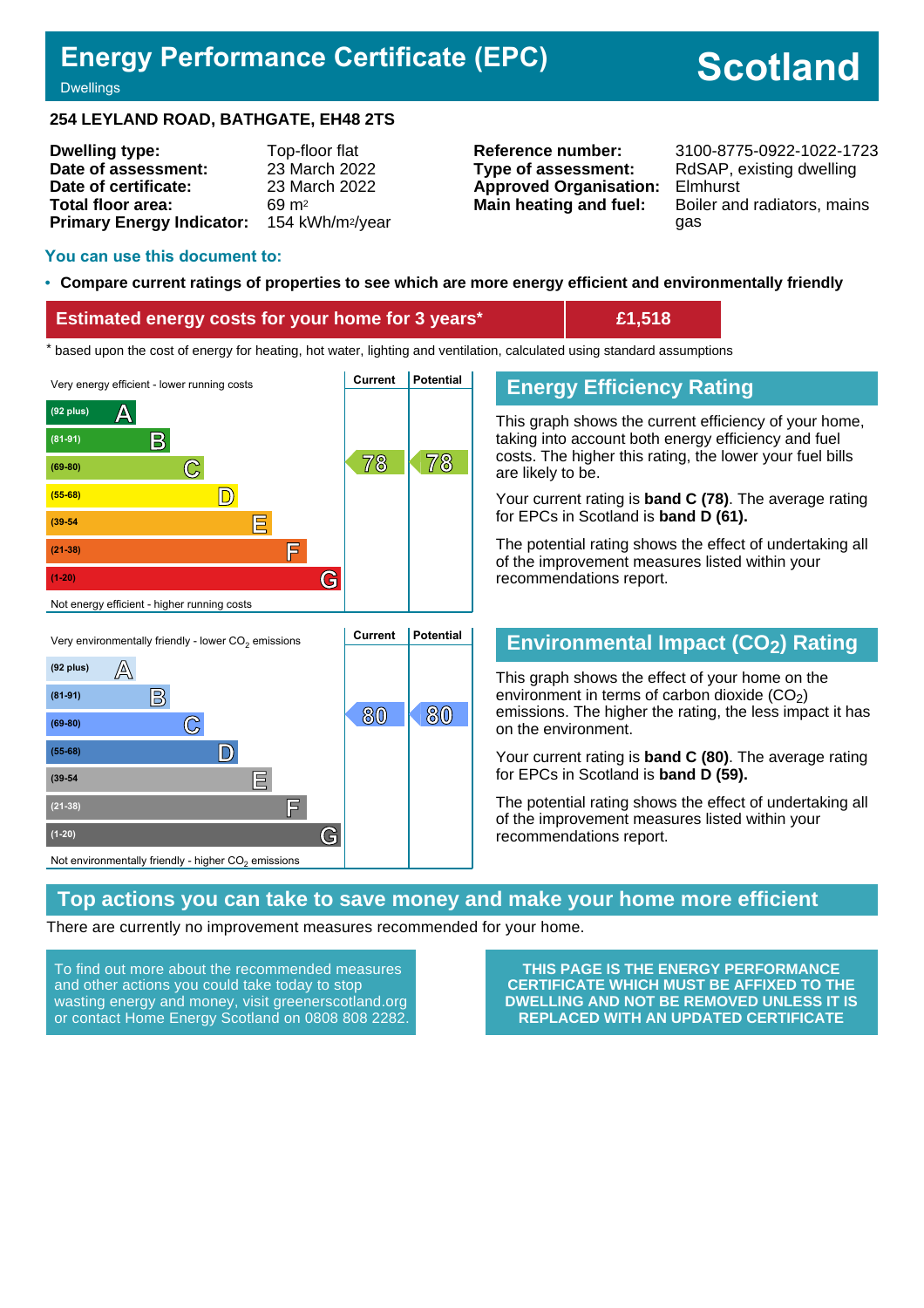# Energy Performance Certificate (EPC)

Dwellings

**Scotland**

**254 LEYLAND ROAD, BATHGATE, EH48 2TS**

| | | | |
|---|---|---|---|
| **Dwelling type:** | Top-floor flat | **Reference number:** | 3100-8775-0922-1022-1723 |
| **Date of assessment:** | 23 March 2022 | **Type of assessment:** | RdSAP, existing dwelling |
| **Date of certificate:** | 23 March 2022 | **Approved Organisation:** | Elmhurst |
| **Total floor area:** | 69 m² | **Main heating and fuel:** | Boiler and radiators, mains gas |
| **Primary Energy Indicator:** | 154 kWh/m²/year | | |

## You can use this document to:

- **Compare current ratings of properties to see which are more energy efficient and environmentally friendly**

| Estimated energy costs for your home for 3 years* | £1,518 |
|---|---|

* based upon the cost of energy for heating, hot water, lighting and ventilation, calculated using standard assumptions

Very energy efficient - lower running costs

| Band | Current | Potential |
|---|---|---|
| (92 plus) A | | |
| (81-91) B | | |
| (69-80) C | 78 | 78 |
| (55-68) D | | |
| (39-54 E | | |
| (21-38) F | | |
| (1-20) G | | |

Not energy efficient - higher running costs

## Energy Efficiency Rating

This graph shows the current efficiency of your home, taking into account both energy efficiency and fuel costs. The higher this rating, the lower your fuel bills are likely to be.

Your current rating is **band C (78)**. The average rating for EPCs in Scotland is **band D (61).**

The potential rating shows the effect of undertaking all of the improvement measures listed within your recommendations report.

Very environmentally friendly - lower $CO_2$ emissions

| Band | Current | Potential |
|---|---|---|
| (92 plus) A | | |
| (81-91) B | | |
| (69-80) C | 80 | 80 |
| (55-68) D | | |
| (39-54 E | | |
| (21-38) F | | |
| (1-20) G | | |

Not environmentally friendly - higher $CO_2$ emissions

## Environmental Impact ($CO_2$) Rating

This graph shows the effect of your home on the environment in terms of carbon dioxide ($CO_2$) emissions. The higher the rating, the less impact it has on the environment.

Your current rating is **band C (80)**. The average rating for EPCs in Scotland is **band D (59).**

The potential rating shows the effect of undertaking all of the improvement measures listed within your recommendations report.

## Top actions you can take to save money and make your home more efficient

There are currently no improvement measures recommended for your home.

To find out more about the recommended measures and other actions you could take today to stop wasting energy and money, visit greenerscotland.org or contact Home Energy Scotland on 0808 808 2282.

**THIS PAGE IS THE ENERGY PERFORMANCE CERTIFICATE WHICH MUST BE AFFIXED TO THE DWELLING AND NOT BE REMOVED UNLESS IT IS REPLACED WITH AN UPDATED CERTIFICATE**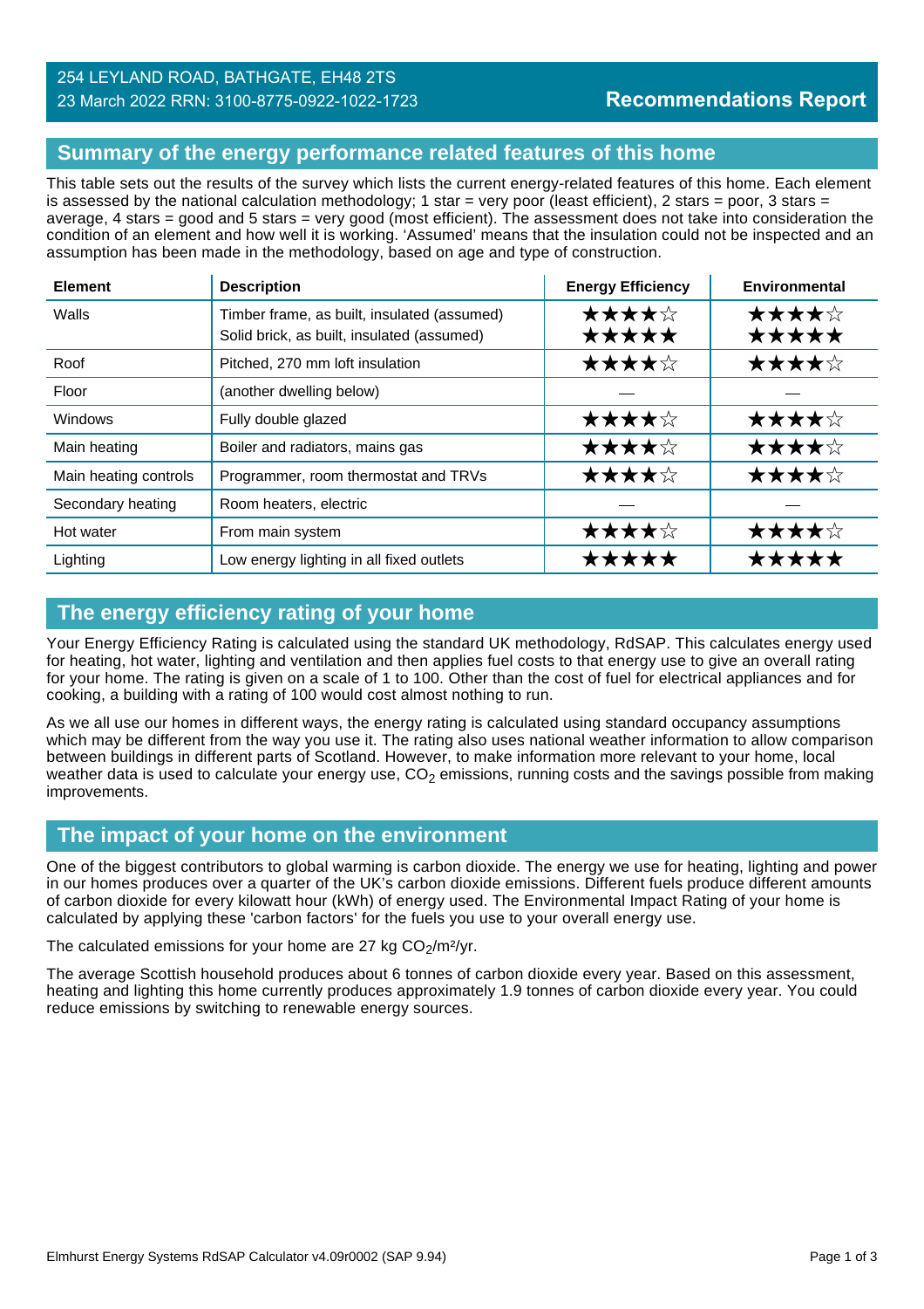254 LEYLAND ROAD, BATHGATE, EH48 2TS
23 March 2022 RRN: 3100-8775-0922-1022-1723

**Recommendations Report**

## Summary of the energy performance related features of this home

This table sets out the results of the survey which lists the current energy-related features of this home. Each element is assessed by the national calculation methodology; 1 star = very poor (least efficient), 2 stars = poor, 3 stars = average, 4 stars = good and 5 stars = very good (most efficient). The assessment does not take into consideration the condition of an element and how well it is working. 'Assumed' means that the insulation could not be inspected and an assumption has been made in the methodology, based on age and type of construction.

| Element | Description | Energy Efficiency | Environmental |
|---|---|---|---|
| Walls | Timber frame, as built, insulated (assumed)<br>Solid brick, as built, insulated (assumed) | ★★★★☆<br>★★★★★ | ★★★★☆<br>★★★★★ |
| Roof | Pitched, 270 mm loft insulation | ★★★★☆ | ★★★★☆ |
| Floor | (another dwelling below) | — | — |
| Windows | Fully double glazed | ★★★★☆ | ★★★★☆ |
| Main heating | Boiler and radiators, mains gas | ★★★★☆ | ★★★★☆ |
| Main heating controls | Programmer, room thermostat and TRVs | ★★★★☆ | ★★★★☆ |
| Secondary heating | Room heaters, electric | — | — |
| Hot water | From main system | ★★★★☆ | ★★★★☆ |
| Lighting | Low energy lighting in all fixed outlets | ★★★★★ | ★★★★★ |

## The energy efficiency rating of your home

Your Energy Efficiency Rating is calculated using the standard UK methodology, RdSAP. This calculates energy used for heating, hot water, lighting and ventilation and then applies fuel costs to that energy use to give an overall rating for your home. The rating is given on a scale of 1 to 100. Other than the cost of fuel for electrical appliances and for cooking, a building with a rating of 100 would cost almost nothing to run.

As we all use our homes in different ways, the energy rating is calculated using standard occupancy assumptions which may be different from the way you use it. The rating also uses national weather information to allow comparison between buildings in different parts of Scotland. However, to make information more relevant to your home, local weather data is used to calculate your energy use, $CO_2$ emissions, running costs and the savings possible from making improvements.

## The impact of your home on the environment

One of the biggest contributors to global warming is carbon dioxide. The energy we use for heating, lighting and power in our homes produces over a quarter of the UK's carbon dioxide emissions. Different fuels produce different amounts of carbon dioxide for every kilowatt hour (kWh) of energy used. The Environmental Impact Rating of your home is calculated by applying these 'carbon factors' for the fuels you use to your overall energy use.

The calculated emissions for your home are 27 kg $CO_2/m^2/yr$.

The average Scottish household produces about 6 tonnes of carbon dioxide every year. Based on this assessment, heating and lighting this home currently produces approximately 1.9 tonnes of carbon dioxide every year. You could reduce emissions by switching to renewable energy sources.

Elmhurst Energy Systems RdSAP Calculator v4.09r0002 (SAP 9.94)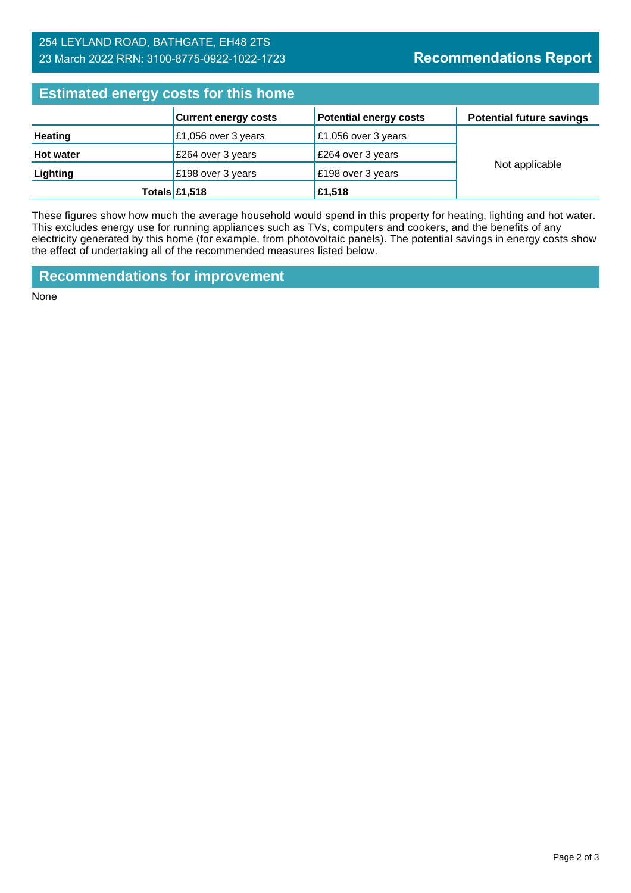254 LEYLAND ROAD, BATHGATE, EH48 2TS
23 March 2022 RRN: 3100-8775-0922-1022-1723

# Recommendations Report

## Estimated energy costs for this home

| | Current energy costs | Potential energy costs | Potential future savings |
|---|---|---|---|
| **Heating** | £1,056 over 3 years | £1,056 over 3 years | Not applicable |
| **Hot water** | £264 over 3 years | £264 over 3 years | |
| **Lighting** | £198 over 3 years | £198 over 3 years | |
| **Totals** | **£1,518** | **£1,518** | |

These figures show how much the average household would spend in this property for heating, lighting and hot water. This excludes energy use for running appliances such as TVs, computers and cookers, and the benefits of any electricity generated by this home (for example, from photovoltaic panels). The potential savings in energy costs show the effect of undertaking all of the recommended measures listed below.

## Recommendations for improvement

None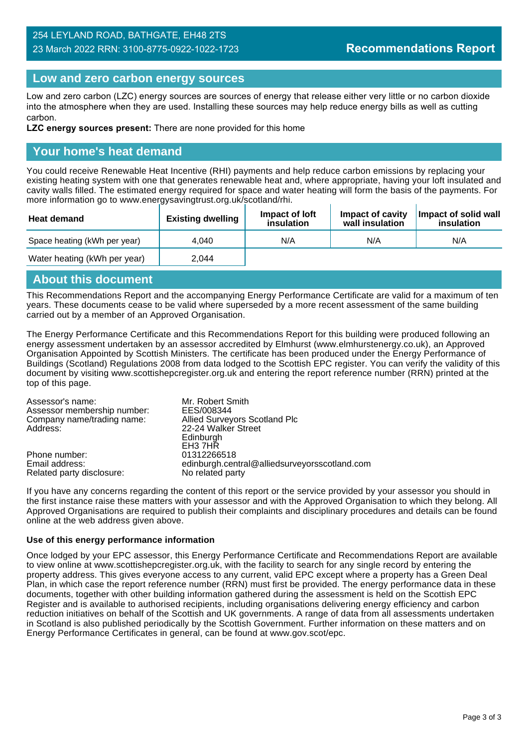254 LEYLAND ROAD, BATHGATE, EH48 2TS
23 March 2022 RRN: 3100-8775-0922-1022-1723

**Recommendations Report**

## Low and zero carbon energy sources

Low and zero carbon (LZC) energy sources are sources of energy that release either very little or no carbon dioxide into the atmosphere when they are used. Installing these sources may help reduce energy bills as well as cutting carbon.

**LZC energy sources present:** There are none provided for this home

## Your home's heat demand

You could receive Renewable Heat Incentive (RHI) payments and help reduce carbon emissions by replacing your existing heating system with one that generates renewable heat and, where appropriate, having your loft insulated and cavity walls filled. The estimated energy required for space and water heating will form the basis of the payments. For more information go to www.energysavingtrust.org.uk/scotland/rhi.

| Heat demand | Existing dwelling | Impact of loft insulation | Impact of cavity wall insulation | Impact of solid wall insulation |
|---|---|---|---|---|
| Space heating (kWh per year) | 4,040 | N/A | N/A | N/A |
| Water heating (kWh per year) | 2,044 | | | |

## About this document

This Recommendations Report and the accompanying Energy Performance Certificate are valid for a maximum of ten years. These documents cease to be valid where superseded by a more recent assessment of the same building carried out by a member of an Approved Organisation.

The Energy Performance Certificate and this Recommendations Report for this building were produced following an energy assessment undertaken by an assessor accredited by Elmhurst (www.elmhurstenergy.co.uk), an Approved Organisation Appointed by Scottish Ministers. The certificate has been produced under the Energy Performance of Buildings (Scotland) Regulations 2008 from data lodged to the Scottish EPC register. You can verify the validity of this document by visiting www.scottishepcregister.org.uk and entering the report reference number (RRN) printed at the top of this page.

Assessor's name: Mr. Robert Smith
Assessor membership number: EES/008344
Company name/trading name: Allied Surveyors Scotland Plc
Address: 22-24 Walker Street
Edinburgh
EH3 7HR
Phone number: 01312266518
Email address: edinburgh.central@alliedsurveyorsscotland.com
Related party disclosure: No related party

If you have any concerns regarding the content of this report or the service provided by your assessor you should in the first instance raise these matters with your assessor and with the Approved Organisation to which they belong. All Approved Organisations are required to publish their complaints and disciplinary procedures and details can be found online at the web address given above.

### Use of this energy performance information

Once lodged by your EPC assessor, this Energy Performance Certificate and Recommendations Report are available to view online at www.scottishepcregister.org.uk, with the facility to search for any single record by entering the property address. This gives everyone access to any current, valid EPC except where a property has a Green Deal Plan, in which case the report reference number (RRN) must first be provided. The energy performance data in these documents, together with other building information gathered during the assessment is held on the Scottish EPC Register and is available to authorised recipients, including organisations delivering energy efficiency and carbon reduction initiatives on behalf of the Scottish and UK governments. A range of data from all assessments undertaken in Scotland is also published periodically by the Scottish Government. Further information on these matters and on Energy Performance Certificates in general, can be found at www.gov.scot/epc.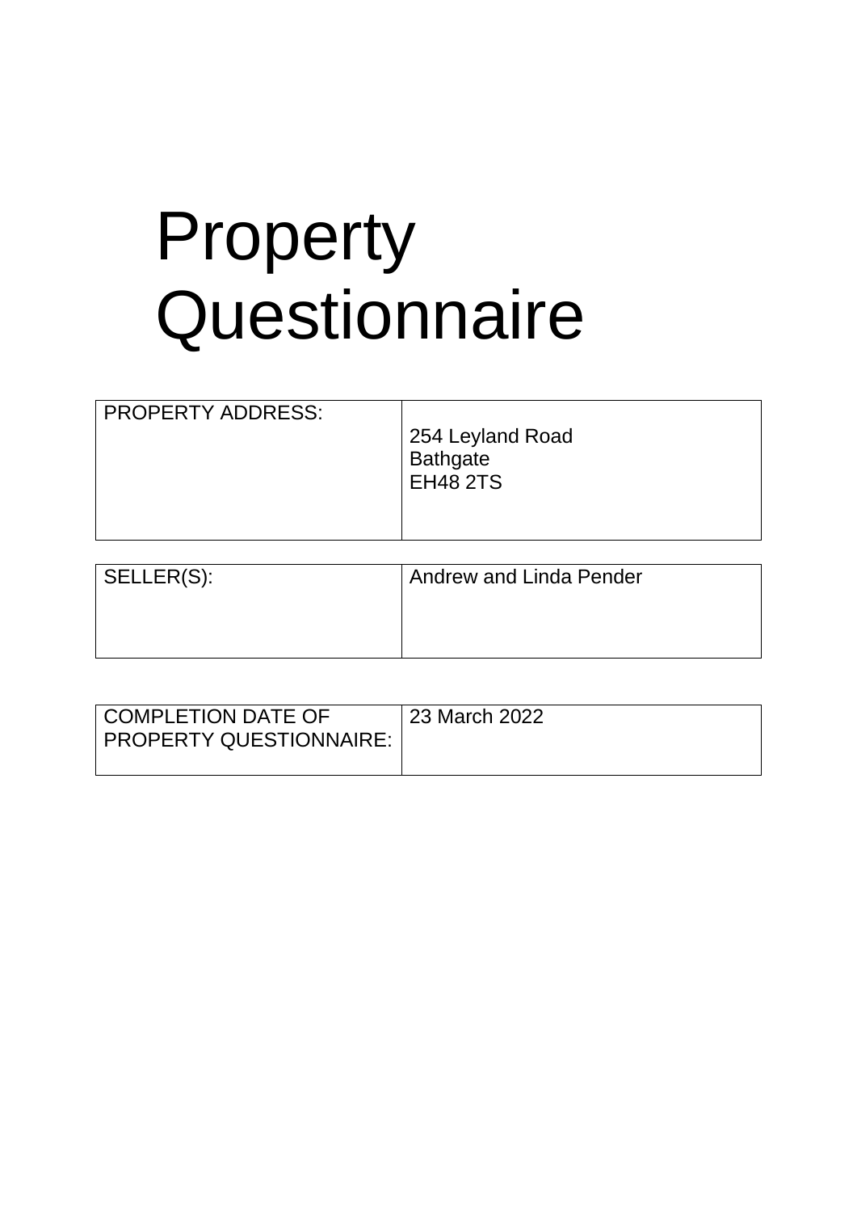# Property Questionnaire

| PROPERTY ADDRESS: | 254 Leyland Road<br>Bathgate<br>EH48 2TS |
|---|---|

| SELLER(S): | Andrew and Linda Pender |
|---|---|

| COMPLETION DATE OF PROPERTY QUESTIONNAIRE: | 23 March 2022 |
|---|---|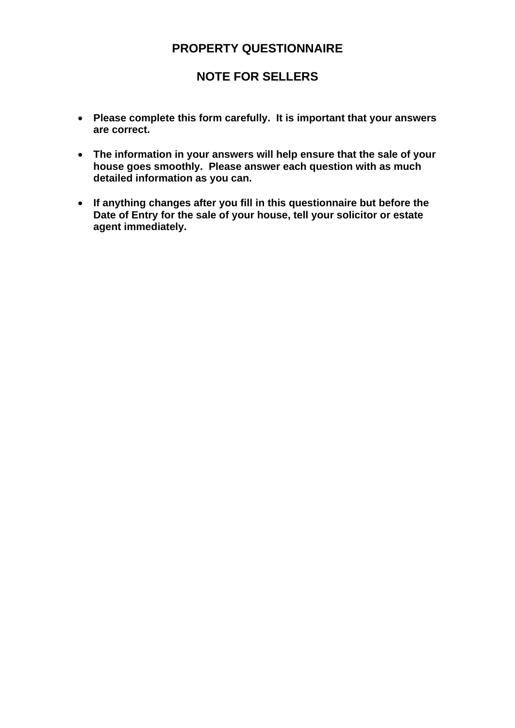# PROPERTY QUESTIONNAIRE

## NOTE FOR SELLERS

- **Please complete this form carefully. It is important that your answers are correct.**

- **The information in your answers will help ensure that the sale of your house goes smoothly. Please answer each question with as much detailed information as you can.**

- **If anything changes after you fill in this questionnaire but before the Date of Entry for the sale of your house, tell your solicitor or estate agent immediately.**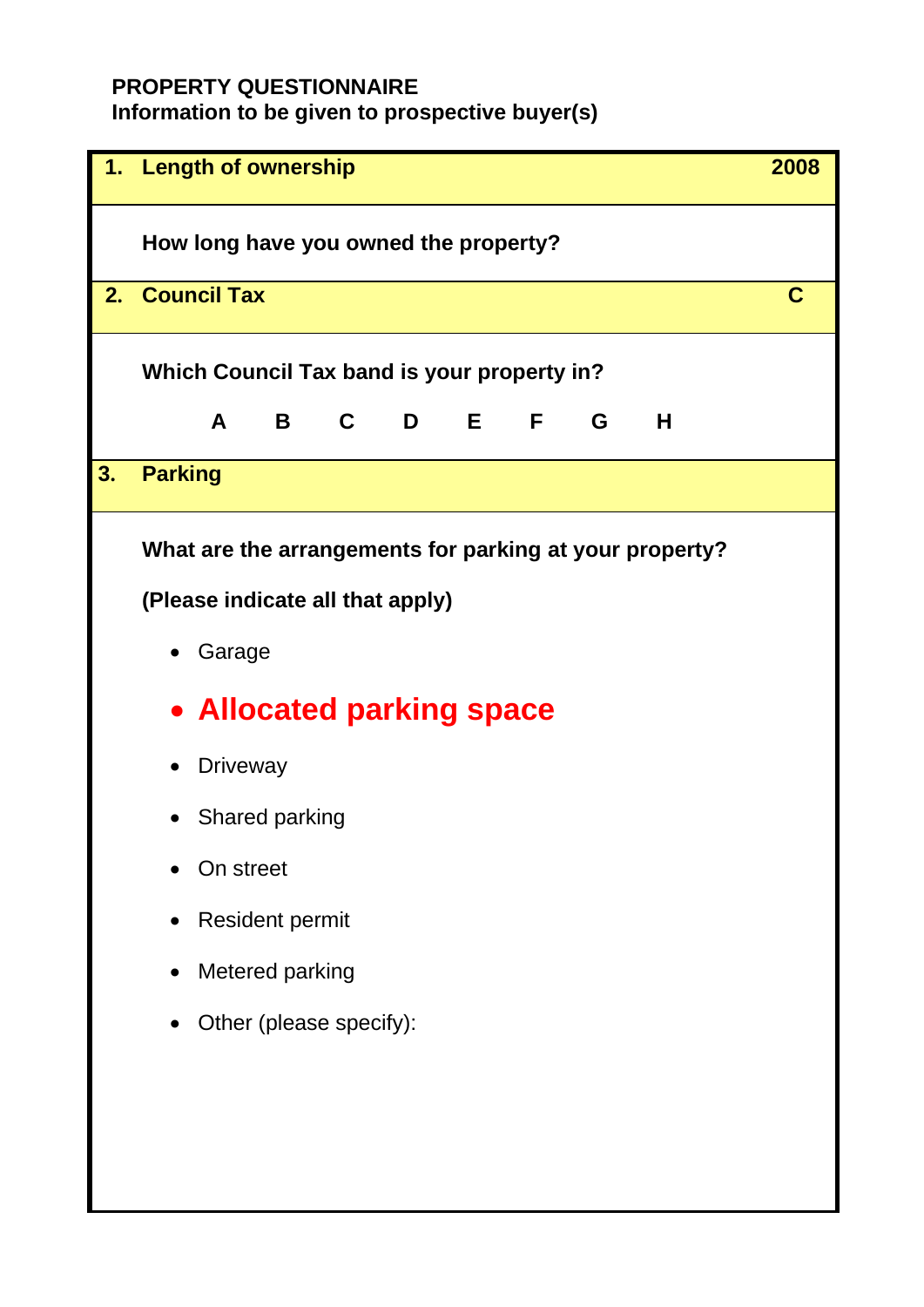**PROPERTY QUESTIONNAIRE**
**Information to be given to prospective buyer(s)**

| **1. Length of ownership** | **2008** |
|---|---|
| **How long have you owned the property?** | |
| **2. Council Tax** | **C** |
| **Which Council Tax band is your property in?**<br><br>**A B C D E F G H** | |
| **3. Parking** | |
| **What are the arrangements for parking at your property?**<br><br>**(Please indicate all that apply)**<br><br>• Garage<br>• **Allocated parking space**<br>• Driveway<br>• Shared parking<br>• On street<br>• Resident permit<br>• Metered parking<br>• Other (please specify): | |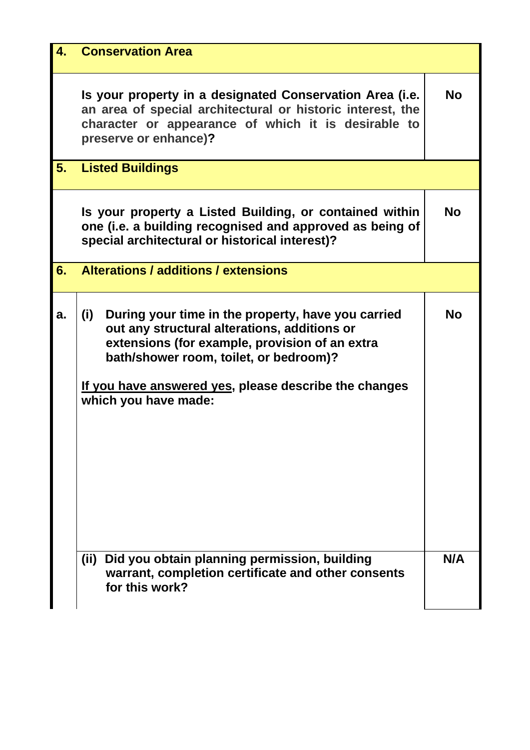| | | |
|---|---|---|
| **4.** | **Conservation Area** | |
| | **Is your property in a designated Conservation Area (i.e. an area of special architectural or historic interest, the character or appearance of which it is desirable to preserve or enhance)?** | **No** |
| **5.** | **Listed Buildings** | |
| | **Is your property a Listed Building, or contained within one (i.e. a building recognised and approved as being of special architectural or historical interest)?** | **No** |
| **6.** | **Alterations / additions / extensions** | |
| **a.** | **(i) During your time in the property, have you carried out any structural alterations, additions or extensions (for example, provision of an extra bath/shower room, toilet, or bedroom)?**<br><br>**If you have answered yes, please describe the changes which you have made:** | **No** |
| | **(ii) Did you obtain planning permission, building warrant, completion certificate and other consents for this work?** | **N/A** |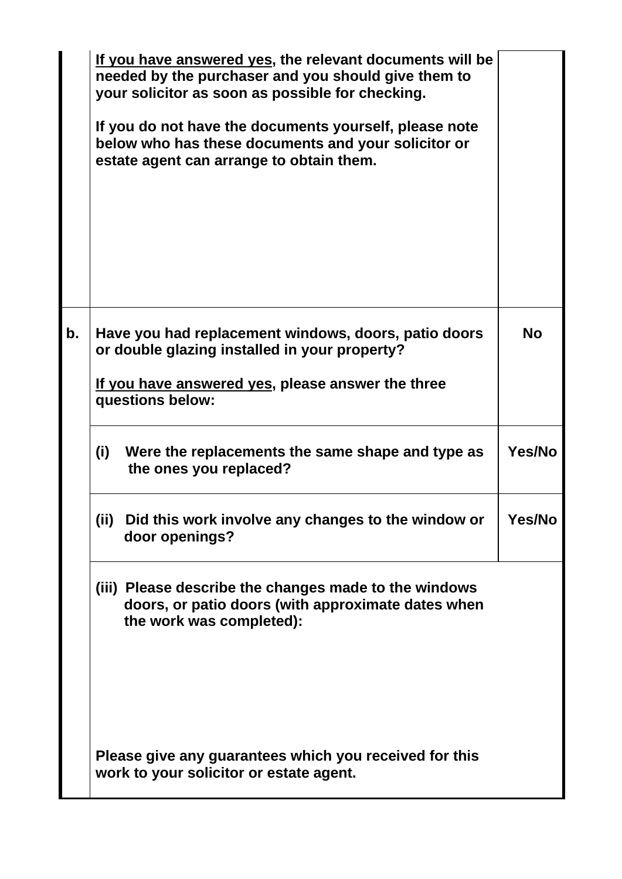| | | |
|---|---|---|
| | **<u>If you have answered yes</u>, the relevant documents will be needed by the purchaser and you should give them to your solicitor as soon as possible for checking.**<br><br>**If you do not have the documents yourself, please note below who has these documents and your solicitor or estate agent can arrange to obtain them.** | |
| **b.** | **Have you had replacement windows, doors, patio doors or double glazing installed in your property?**<br><br>**<u>If you have answered yes</u>, please answer the three questions below:** | **No** |
| | **(i) Were the replacements the same shape and type as the ones you replaced?** | **Yes/No** |
| | **(ii) Did this work involve any changes to the window or door openings?** | **Yes/No** |
| | **(iii) Please describe the changes made to the windows doors, or patio doors (with approximate dates when the work was completed):**<br><br>**Please give any guarantees which you received for this work to your solicitor or estate agent.** | |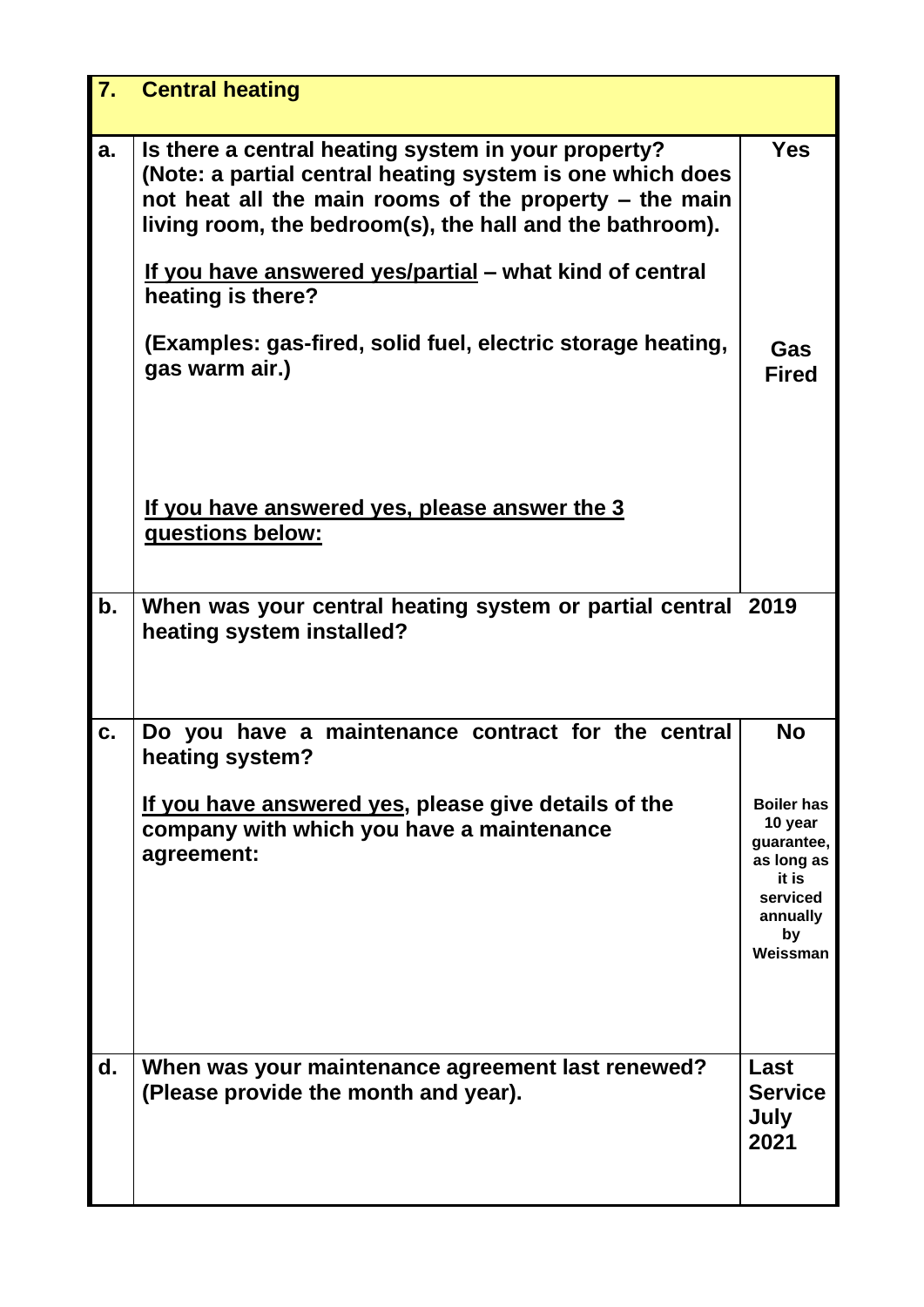| 7. | **Central heating** | |
|---|---|---|
| a. | **Is there a central heating system in your property? (Note: a partial central heating system is one which does not heat all the main rooms of the property – the main living room, the bedroom(s), the hall and the bathroom).**<br><br>**<u>If you have answered yes/partial</u> – what kind of central heating is there?**<br><br>**(Examples: gas-fired, solid fuel, electric storage heating, gas warm air.)**<br><br>**<u>If you have answered yes, please answer the 3 questions below:</u>** | **Yes**<br><br>**Gas Fired** |
| b. | **When was your central heating system or partial central heating system installed?** | **2019** |
| c. | **Do you have a maintenance contract for the central heating system?**<br><br>**<u>If you have answered yes</u>, please give details of the company with which you have a maintenance agreement:** | **No**<br><br>**Boiler has 10 year guarantee, as long as it is serviced annually by Weissman** |
| d. | **When was your maintenance agreement last renewed? (Please provide the month and year).** | **Last Service July 2021** |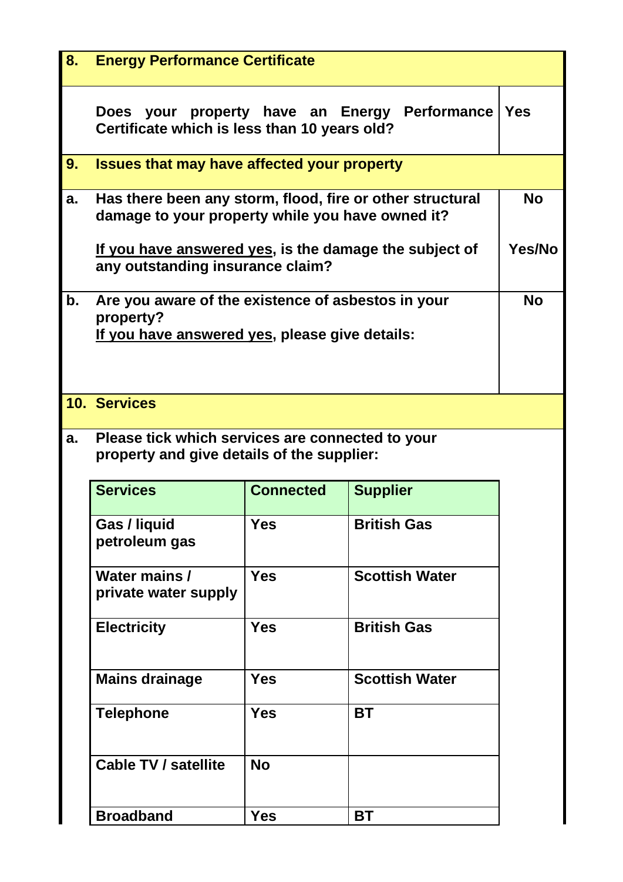## 8. Energy Performance Certificate

| | |
|---|---|
| Does your property have an Energy Performance Certificate which is less than 10 years old? | Yes |

## 9. Issues that may have affected your property

| | | |
|---|---|---|
| a. | Has there been any storm, flood, fire or other structural damage to your property while you have owned it? | No |
| | <u>If you have answered yes</u>, is the damage the subject of any outstanding insurance claim? | Yes/No |
| b. | Are you aware of the existence of asbestos in your property? <u>If you have answered yes</u>, please give details: | No |

## 10. Services

a. Please tick which services are connected to your property and give details of the supplier:

| Services | Connected | Supplier |
|---|---|---|
| Gas / liquid petroleum gas | Yes | British Gas |
| Water mains / private water supply | Yes | Scottish Water |
| Electricity | Yes | British Gas |
| Mains drainage | Yes | Scottish Water |
| Telephone | Yes | BT |
| Cable TV / satellite | No | |
| Broadband | Yes | BT |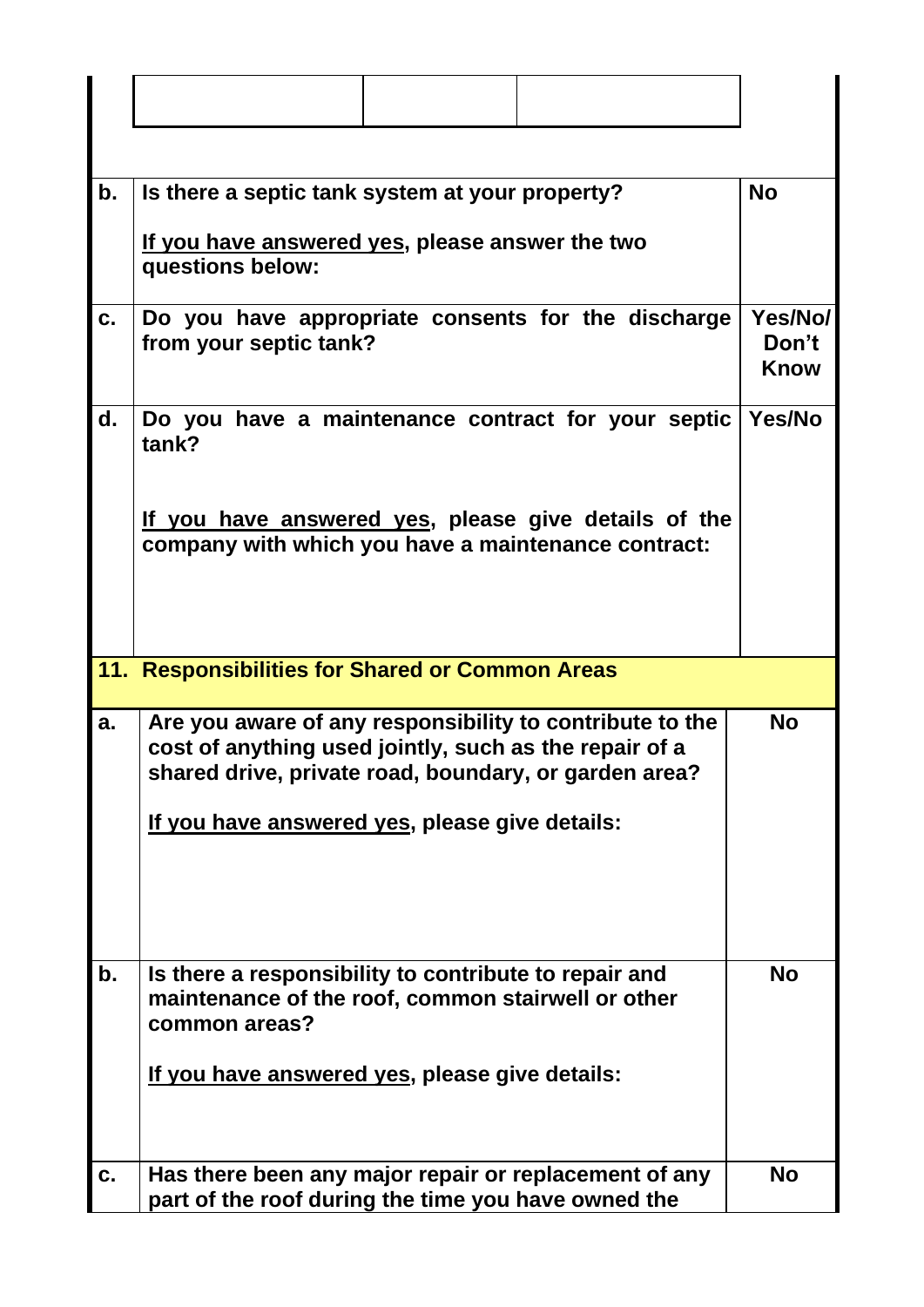| | | |
|---|---|---|
| | | |

| | | |
|---|---|---|
| **b.** | **Is there a septic tank system at your property?**<br><br>**<u>If you have answered yes</u>, please answer the two questions below:** | **No** |
| **c.** | **Do you have appropriate consents for the discharge from your septic tank?** | **Yes/No/ Don't Know** |
| **d.** | **Do you have a maintenance contract for your septic tank?**<br><br>**<u>If you have answered yes</u>, please give details of the company with which you have a maintenance contract:** | **Yes/No** |

## 11. Responsibilities for Shared or Common Areas

| | | |
|---|---|---|
| **a.** | **Are you aware of any responsibility to contribute to the cost of anything used jointly, such as the repair of a shared drive, private road, boundary, or garden area?**<br><br>**<u>If you have answered yes</u>, please give details:** | **No** |
| **b.** | **Is there a responsibility to contribute to repair and maintenance of the roof, common stairwell or other common areas?**<br><br>**<u>If you have answered yes</u>, please give details:** | **No** |
| **c.** | **Has there been any major repair or replacement of any part of the roof during the time you have owned the** | **No** |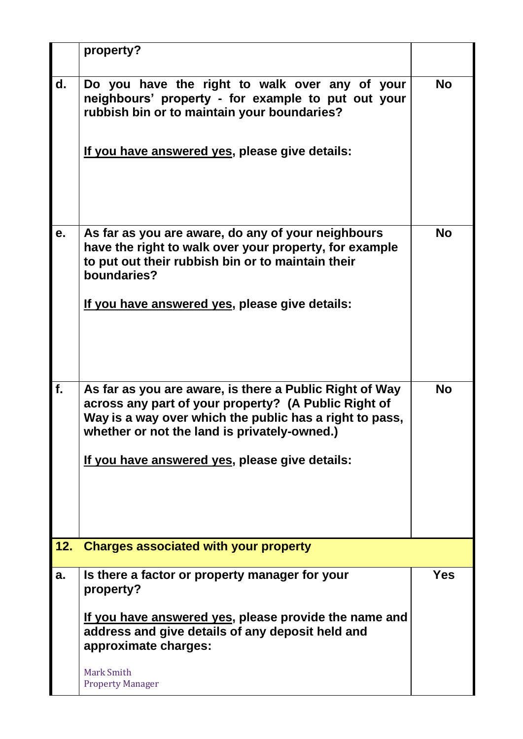|  |  |  |
|---|---|---|
|  | **property?** |  |
| **d.** | **Do you have the right to walk over any of your neighbours' property - for example to put out your rubbish bin or to maintain your boundaries?**<br><br>**<u>If you have answered yes</u>, please give details:** | **No** |
| **e.** | **As far as you are aware, do any of your neighbours have the right to walk over your property, for example to put out their rubbish bin or to maintain their boundaries?**<br><br>**<u>If you have answered yes</u>, please give details:** | **No** |
| **f.** | **As far as you are aware, is there a Public Right of Way across any part of your property? (A Public Right of Way is a way over which the public has a right to pass, whether or not the land is privately-owned.)**<br><br>**<u>If you have answered yes</u>, please give details:** | **No** |
| **12.** | **Charges associated with your property** |  |
| **a.** | **Is there a factor or property manager for your property?**<br><br>**<u>If you have answered yes</u>, please provide the name and address and give details of any deposit held and approximate charges:**<br><br>Mark Smith<br>Property Manager | **Yes** |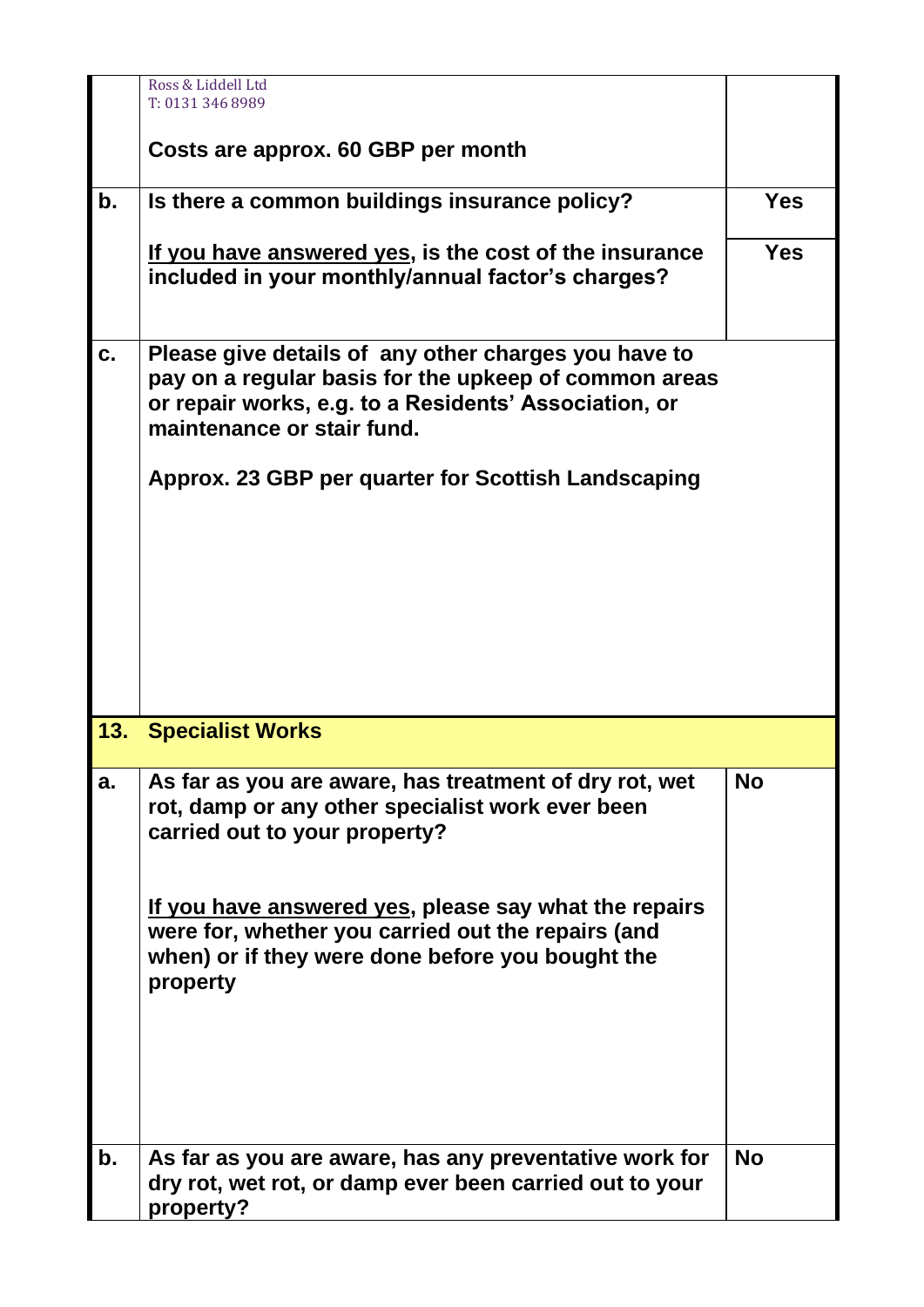| | | |
|---|---|---|
| | Ross & Liddell Ltd<br>T: 0131 346 8989<br><br>**Costs are approx. 60 GBP per month** | |
| **b.** | **Is there a common buildings insurance policy?** | **Yes** |
| | **<u>If you have answered yes</u>, is the cost of the insurance included in your monthly/annual factor's charges?** | **Yes** |
| **c.** | **Please give details of any other charges you have to pay on a regular basis for the upkeep of common areas or repair works, e.g. to a Residents' Association, or maintenance or stair fund.**<br><br>**Approx. 23 GBP per quarter for Scottish Landscaping** | |
| **13.** | **Specialist Works** | |
| **a.** | **As far as you are aware, has treatment of dry rot, wet rot, damp or any other specialist work ever been carried out to your property?**<br><br>**<u>If you have answered yes</u>, please say what the repairs were for, whether you carried out the repairs (and when) or if they were done before you bought the property** | **No** |
| **b.** | **As far as you are aware, has any preventative work for dry rot, wet rot, or damp ever been carried out to your property?** | **No** |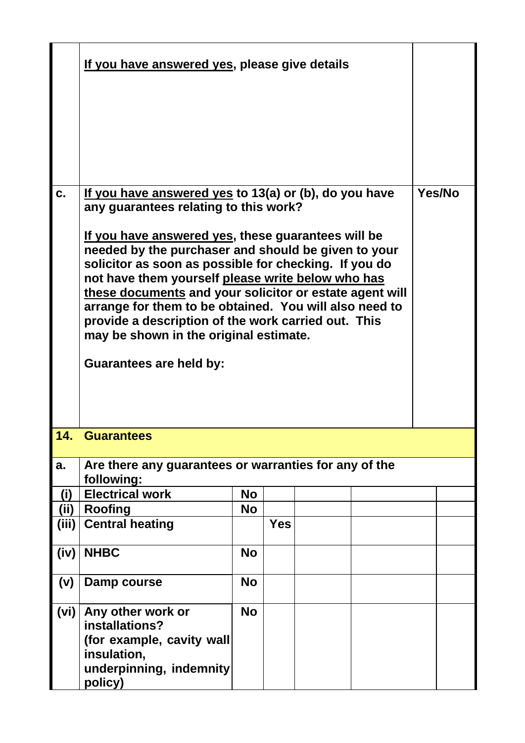| | | |
|---|---|---|
| | <u>**If you have answered yes**</u>**, please give details** | |
| **c.** | <u>**If you have answered yes**</u> **to 13(a) or (b), do you have any guarantees relating to this work?**<br><br><u>**If you have answered yes**</u>**, these guarantees will be needed by the purchaser and should be given to your solicitor as soon as possible for checking. If you do not have them yourself** <u>**please write below who has these documents**</u> **and your solicitor or estate agent will arrange for them to be obtained. You will also need to provide a description of the work carried out. This may be shown in the original estimate.**<br><br>**Guarantees are held by:** | **Yes/No** |

## 14. Guarantees

**a.** **Are there any guarantees or warranties for any of the following:**

| | | | | | | | |
|---|---|---|---|---|---|---|---|
| **(i)** | **Electrical work** | **No** | | | | | |
| **(ii)** | **Roofing** | **No** | | | | | |
| **(iii)** | **Central heating** | | **Yes** | | | | |
| **(iv)** | **NHBC** | **No** | | | | | |
| **(v)** | **Damp course** | **No** | | | | | |
| **(vi)** | **Any other work or installations? (for example, cavity wall insulation, underpinning, indemnity policy)** | **No** | | | | | |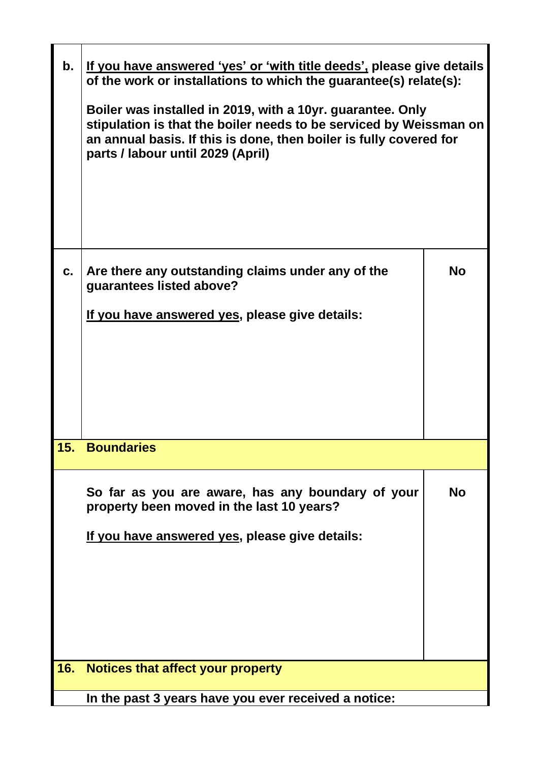| | | |
|---|---|---|
| **b.** | **If you have answered 'yes' or 'with title deeds', please give details of the work or installations to which the guarantee(s) relate(s):**<br><br>**Boiler was installed in 2019, with a 10yr. guarantee. Only stipulation is that the boiler needs to be serviced by Weissman on an annual basis. If this is done, then boiler is fully covered for parts / labour until 2029 (April)** | |
| **c.** | **Are there any outstanding claims under any of the guarantees listed above?**<br><br>**If you have answered yes, please give details:** | **No** |
| **15.** | **Boundaries** | |
| | **So far as you are aware, has any boundary of your property been moved in the last 10 years?**<br><br>**If you have answered yes, please give details:** | **No** |
| **16.** | **Notices that affect your property** | |
| | **In the past 3 years have you ever received a notice:** | |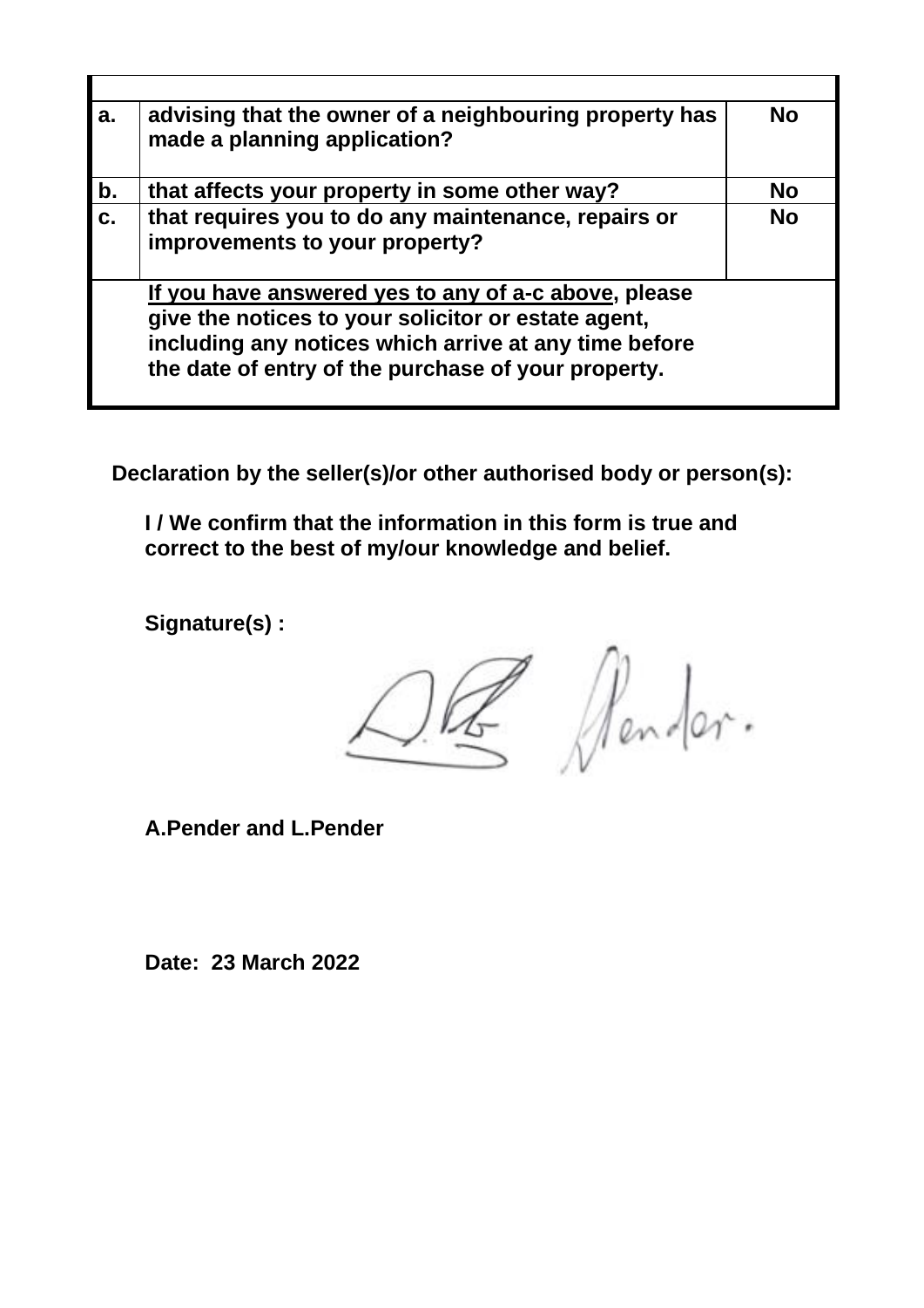| | | |
|---|---|---|
| **a.** | **advising that the owner of a neighbouring property has made a planning application?** | **No** |
| **b.** | **that affects your property in some other way?** | **No** |
| **c.** | **that requires you to do any maintenance, repairs or improvements to your property?** | **No** |
| | **If you have answered yes to any of a-c above, please give the notices to your solicitor or estate agent, including any notices which arrive at any time before the date of entry of the purchase of your property.** | |

**Declaration by the seller(s)/or other authorised body or person(s):**

**I / We confirm that the information in this form is true and correct to the best of my/our knowledge and belief.**

**Signature(s) :**

**A.Pender and L.Pender**

**Date: 23 March 2022**